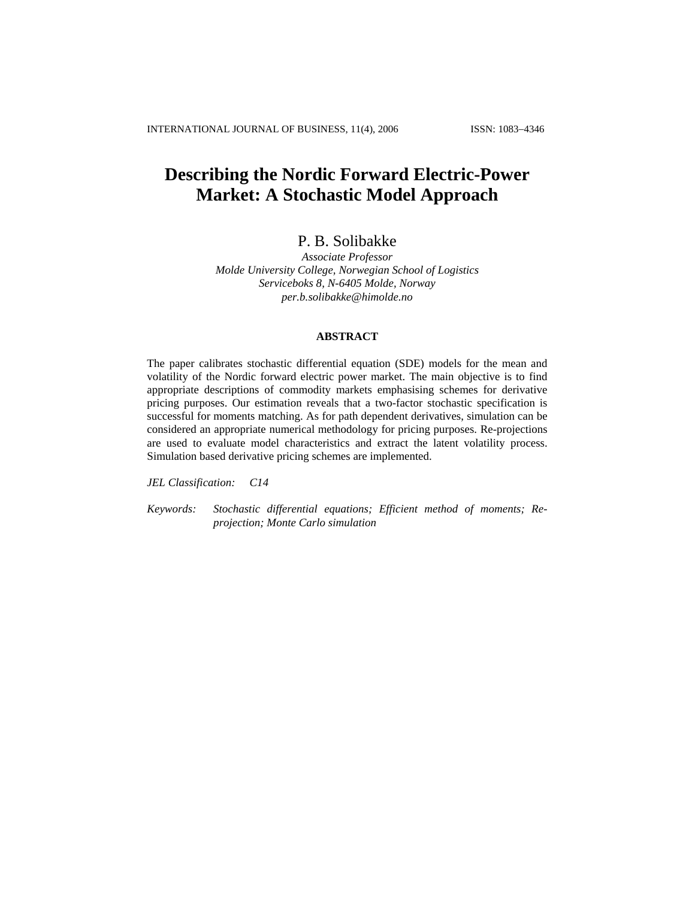# Describing the Nordic Forward Electric-Power Market: A Stochastic Model Approach

P. B. Solibakke

*Associate Professor*
*Molde University College, Norwegian School of Logistics*
*Serviceboks 8, N-6405 Molde, Norway*
*per.b.solibakke@himolde.no*

## ABSTRACT

The paper calibrates stochastic differential equation (SDE) models for the mean and volatility of the Nordic forward electric power market. The main objective is to find appropriate descriptions of commodity markets emphasising schemes for derivative pricing purposes. Our estimation reveals that a two-factor stochastic specification is successful for moments matching. As for path dependent derivatives, simulation can be considered an appropriate numerical methodology for pricing purposes. Re-projections are used to evaluate model characteristics and extract the latent volatility process. Simulation based derivative pricing schemes are implemented.

*JEL Classification:* C14

*Keywords:* *Stochastic differential equations; Efficient method of moments; Re-projection; Monte Carlo simulation*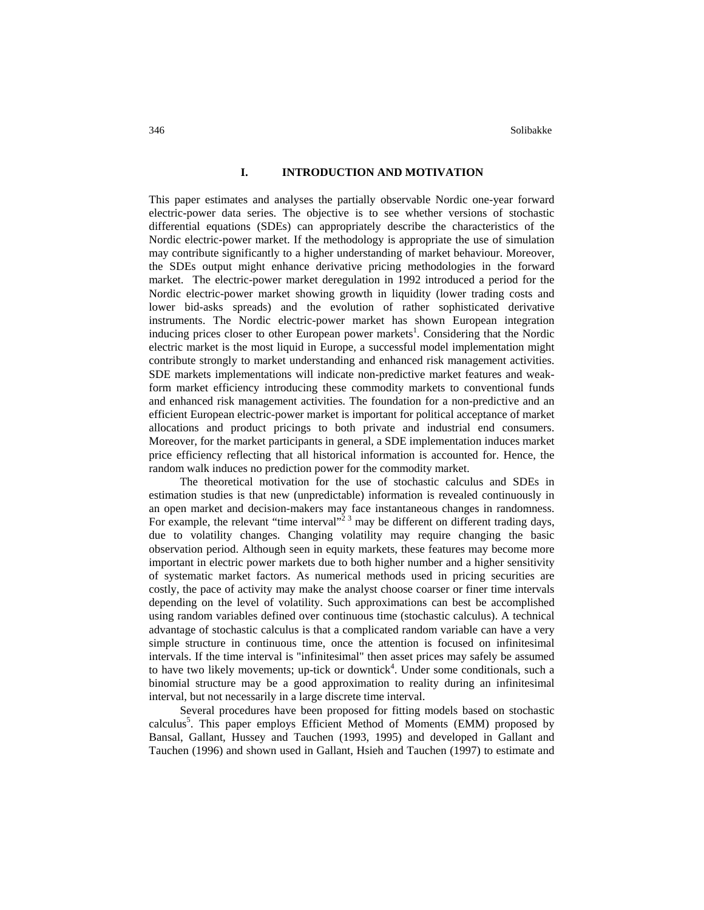## I. INTRODUCTION AND MOTIVATION

This paper estimates and analyses the partially observable Nordic one-year forward electric-power data series. The objective is to see whether versions of stochastic differential equations (SDEs) can appropriately describe the characteristics of the Nordic electric-power market. If the methodology is appropriate the use of simulation may contribute significantly to a higher understanding of market behaviour. Moreover, the SDEs output might enhance derivative pricing methodologies in the forward market. The electric-power market deregulation in 1992 introduced a period for the Nordic electric-power market showing growth in liquidity (lower trading costs and lower bid-asks spreads) and the evolution of rather sophisticated derivative instruments. The Nordic electric-power market has shown European integration inducing prices closer to other European power markets[1]. Considering that the Nordic electric market is the most liquid in Europe, a successful model implementation might contribute strongly to market understanding and enhanced risk management activities. SDE markets implementations will indicate non-predictive market features and weak-form market efficiency introducing these commodity markets to conventional funds and enhanced risk management activities. The foundation for a non-predictive and an efficient European electric-power market is important for political acceptance of market allocations and product pricings to both private and industrial end consumers. Moreover, for the market participants in general, a SDE implementation induces market price efficiency reflecting that all historical information is accounted for. Hence, the random walk induces no prediction power for the commodity market.

The theoretical motivation for the use of stochastic calculus and SDEs in estimation studies is that new (unpredictable) information is revealed continuously in an open market and decision-makers may face instantaneous changes in randomness. For example, the relevant "time interval"[2 3] may be different on different trading days, due to volatility changes. Changing volatility may require changing the basic observation period. Although seen in equity markets, these features may become more important in electric power markets due to both higher number and a higher sensitivity of systematic market factors. As numerical methods used in pricing securities are costly, the pace of activity may make the analyst choose coarser or finer time intervals depending on the level of volatility. Such approximations can best be accomplished using random variables defined over continuous time (stochastic calculus). A technical advantage of stochastic calculus is that a complicated random variable can have a very simple structure in continuous time, once the attention is focused on infinitesimal intervals. If the time interval is "infinitesimal" then asset prices may safely be assumed to have two likely movements; up-tick or downtick[4]. Under some conditionals, such a binomial structure may be a good approximation to reality during an infinitesimal interval, but not necessarily in a large discrete time interval.

Several procedures have been proposed for fitting models based on stochastic calculus[5]. This paper employs Efficient Method of Moments (EMM) proposed by Bansal, Gallant, Hussey and Tauchen (1993, 1995) and developed in Gallant and Tauchen (1996) and shown used in Gallant, Hsieh and Tauchen (1997) to estimate and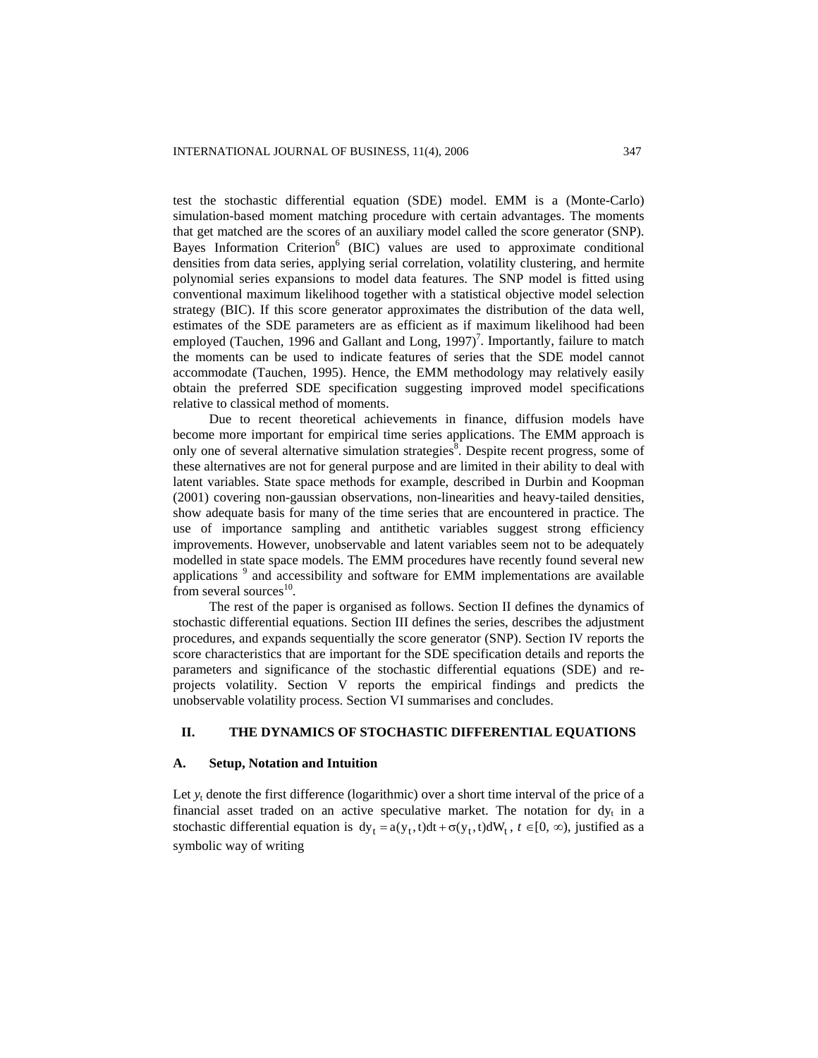test the stochastic differential equation (SDE) model. EMM is a (Monte-Carlo) simulation-based moment matching procedure with certain advantages. The moments that get matched are the scores of an auxiliary model called the score generator (SNP). Bayes Information Criterion[6] (BIC) values are used to approximate conditional densities from data series, applying serial correlation, volatility clustering, and hermite polynomial series expansions to model data features. The SNP model is fitted using conventional maximum likelihood together with a statistical objective model selection strategy (BIC). If this score generator approximates the distribution of the data well, estimates of the SDE parameters are as efficient as if maximum likelihood had been employed (Tauchen, 1996 and Gallant and Long, 1997)[7]. Importantly, failure to match the moments can be used to indicate features of series that the SDE model cannot accommodate (Tauchen, 1995). Hence, the EMM methodology may relatively easily obtain the preferred SDE specification suggesting improved model specifications relative to classical method of moments.

Due to recent theoretical achievements in finance, diffusion models have become more important for empirical time series applications. The EMM approach is only one of several alternative simulation strategies[8]. Despite recent progress, some of these alternatives are not for general purpose and are limited in their ability to deal with latent variables. State space methods for example, described in Durbin and Koopman (2001) covering non-gaussian observations, non-linearities and heavy-tailed densities, show adequate basis for many of the time series that are encountered in practice. The use of importance sampling and antithetic variables suggest strong efficiency improvements. However, unobservable and latent variables seem not to be adequately modelled in state space models. The EMM procedures have recently found several new applications [9] and accessibility and software for EMM implementations are available from several sources[10].

The rest of the paper is organised as follows. Section II defines the dynamics of stochastic differential equations. Section III defines the series, describes the adjustment procedures, and expands sequentially the score generator (SNP). Section IV reports the score characteristics that are important for the SDE specification details and reports the parameters and significance of the stochastic differential equations (SDE) and re-projects volatility. Section V reports the empirical findings and predicts the unobservable volatility process. Section VI summarises and concludes.

## II. THE DYNAMICS OF STOCHASTIC DIFFERENTIAL EQUATIONS

### A. Setup, Notation and Intuition

Let $y_t$ denote the first difference (logarithmic) over a short time interval of the price of a financial asset traded on an active speculative market. The notation for $dy_t$ in a stochastic differential equation is $dy_t = a(y_t, t)dt + \sigma(y_t, t)dW_t$, $t \in [0, \infty)$, justified as a symbolic way of writing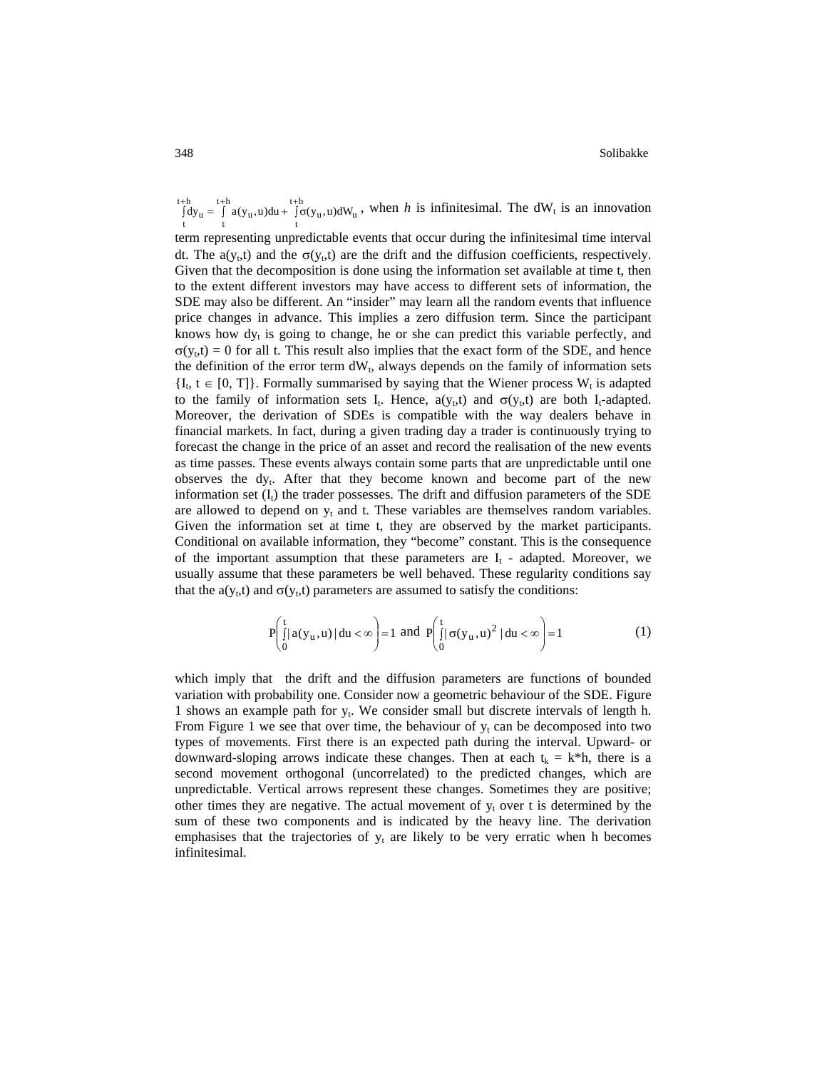$\int_t^{t+h} dy_u = \int_t^{t+h} a(y_u, u)du + \int_t^{t+h} \sigma(y_u, u)dW_u$, when *h* is infinitesimal. The $dW_t$ is an innovation term representing unpredictable events that occur during the infinitesimal time interval dt. The $a(y_t,t)$ and the $\sigma(y_t,t)$ are the drift and the diffusion coefficients, respectively. Given that the decomposition is done using the information set available at time t, then to the extent different investors may have access to different sets of information, the SDE may also be different. An "insider" may learn all the random events that influence price changes in advance. This implies a zero diffusion term. Since the participant knows how $dy_t$ is going to change, he or she can predict this variable perfectly, and $\sigma(y_t,t) = 0$ for all t. This result also implies that the exact form of the SDE, and hence the definition of the error term $dW_t$, always depends on the family of information sets $\{I_t, t \in [0, T]\}$. Formally summarised by saying that the Wiener process $W_t$ is adapted to the family of information sets $I_t$. Hence, $a(y_t,t)$ and $\sigma(y_t,t)$ are both $I_t$-adapted. Moreover, the derivation of SDEs is compatible with the way dealers behave in financial markets. In fact, during a given trading day a trader is continuously trying to forecast the change in the price of an asset and record the realisation of the new events as time passes. These events always contain some parts that are unpredictable until one observes the $dy_t$. After that they become known and become part of the new information set ($I_t$) the trader possesses. The drift and diffusion parameters of the SDE are allowed to depend on $y_t$ and t. These variables are themselves random variables. Given the information set at time t, they are observed by the market participants. Conditional on available information, they "become" constant. This is the consequence of the important assumption that these parameters are $I_t$ - adapted. Moreover, we usually assume that these parameters be well behaved. These regularity conditions say that the $a(y_t,t)$ and $\sigma(y_t,t)$ parameters are assumed to satisfy the conditions:

$$P\left(\int_0^t | a(y_u, u) | du < \infty\right) = 1 \text{ and } P\left(\int_0^t | \sigma(y_u, u)^2 | du < \infty\right) = 1 \tag{1}$$

which imply that the drift and the diffusion parameters are functions of bounded variation with probability one. Consider now a geometric behaviour of the SDE. Figure 1 shows an example path for $y_t$. We consider small but discrete intervals of length h. From Figure 1 we see that over time, the behaviour of $y_t$ can be decomposed into two types of movements. First there is an expected path during the interval. Upward- or downward-sloping arrows indicate these changes. Then at each $t_k = k*h$, there is a second movement orthogonal (uncorrelated) to the predicted changes, which are unpredictable. Vertical arrows represent these changes. Sometimes they are positive; other times they are negative. The actual movement of $y_t$ over t is determined by the sum of these two components and is indicated by the heavy line. The derivation emphasises that the trajectories of $y_t$ are likely to be very erratic when h becomes infinitesimal.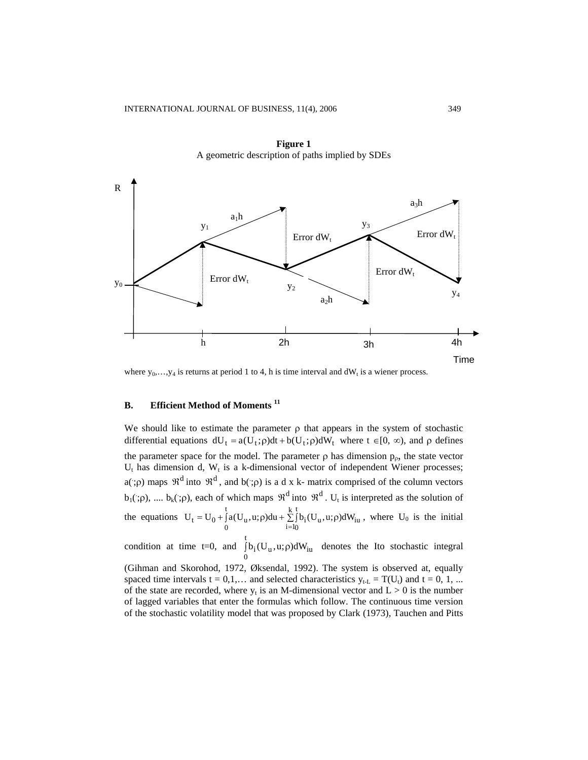**Figure 1**
A geometric description of paths implied by SDEs

where $y_0,\ldots,y_4$ is returns at period 1 to 4, h is time interval and $dW_t$ is a wiener process.

### B. Efficient Method of Moments [11]

We should like to estimate the parameter $\rho$ that appears in the system of stochastic differential equations $dU_t = a(U_t;\rho)dt + b(U_t;\rho)dW_t$ where $t \in [0, \infty)$, and $\rho$ defines the parameter space for the model. The parameter $\rho$ has dimension $p_\rho$, the state vector $U_t$ has dimension d, $W_t$ is a k-dimensional vector of independent Wiener processes; $a(\cdot;\rho)$ maps $\Re^d$ into $\Re^d$, and $b(\cdot;\rho)$ is a d x k- matrix comprised of the column vectors $b_1(\cdot;\rho)$, .... $b_k(\cdot;\rho)$, each of which maps $\Re^d$ into $\Re^d$. $U_t$ is interpreted as the solution of the equations $U_t = U_0 + \int_0^t a(U_u, u;\rho)du + \sum_{i=1}^{k}\int_0^t b_i(U_u, u;\rho)dW_{iu}$, where $U_0$ is the initial condition at time t=0, and $\int_0^t b_i(U_u, u;\rho)dW_{iu}$ denotes the Ito stochastic integral (Gihman and Skorohod, 1972, Øksendal, 1992). The system is observed at, equally spaced time intervals t = 0,1,… and selected characteristics $y_{t-L} = T(U_t)$ and t = 0, 1, ... of the state are recorded, where $y_t$ is an M-dimensional vector and L > 0 is the number of lagged variables that enter the formulas which follow. The continuous time version of the stochastic volatility model that was proposed by Clark (1973), Tauchen and Pitts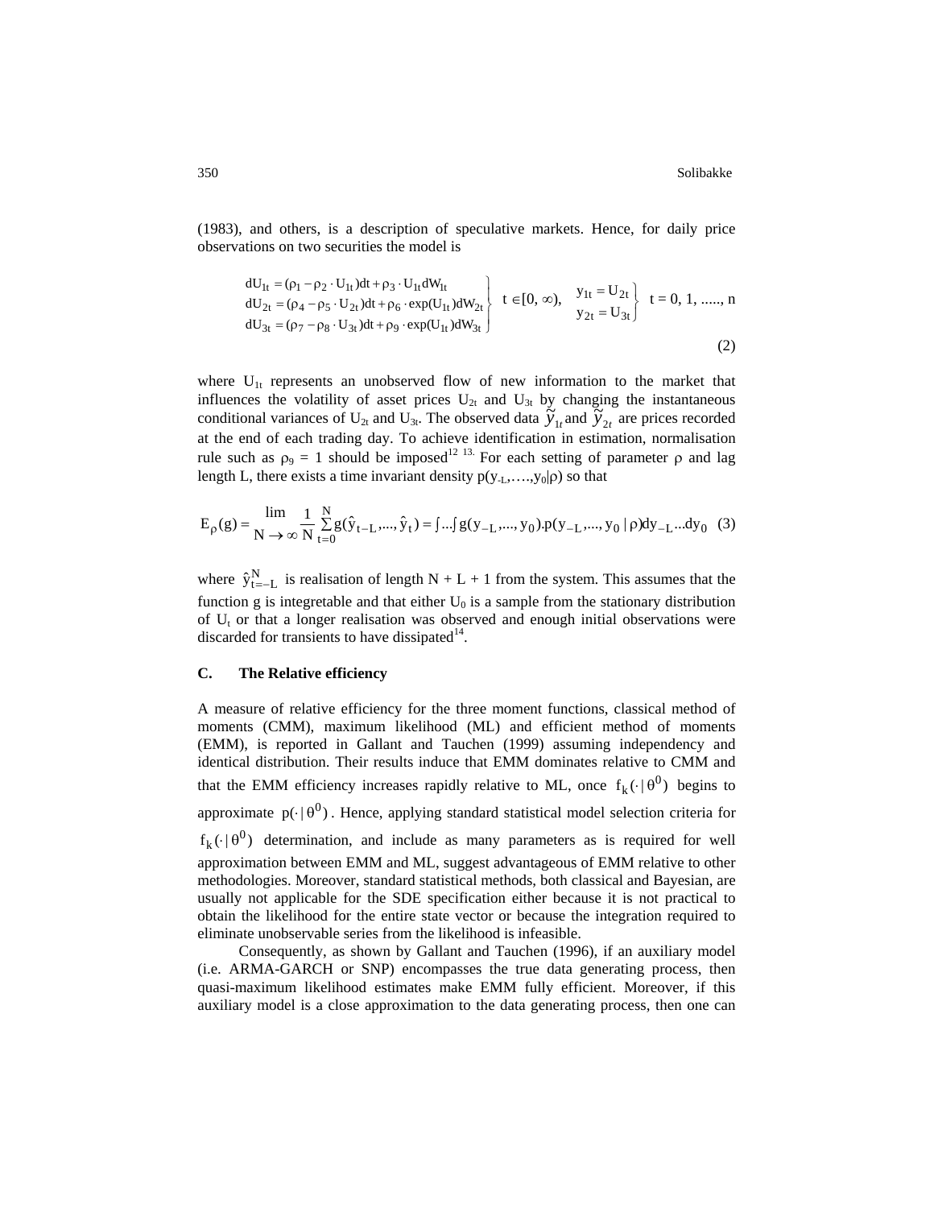(1983), and others, is a description of speculative markets. Hence, for daily price observations on two securities the model is

$$\left.\begin{aligned} dU_{1t} &= (\rho_1 - \rho_2 \cdot U_{1t})dt + \rho_3 \cdot U_{1t}dW_{1t} \\ dU_{2t} &= (\rho_4 - \rho_5 \cdot U_{2t})dt + \rho_6 \cdot \exp(U_{1t})dW_{2t} \\ dU_{3t} &= (\rho_7 - \rho_8 \cdot U_{3t})dt + \rho_9 \cdot \exp(U_{1t})dW_{3t} \end{aligned}\right\} \; t \in [0, \infty), \quad \left.\begin{aligned} y_{1t} &= U_{2t} \\ y_{2t} &= U_{3t} \end{aligned}\right\} \; t = 0, 1, \ldots, n \tag{2}$$

where $U_{1t}$ represents an unobserved flow of new information to the market that influences the volatility of asset prices $U_{2t}$ and $U_{3t}$ by changing the instantaneous conditional variances of $U_{2t}$ and $U_{3t}$. The observed data $\tilde{y}_{1t}$ and $\tilde{y}_{2t}$ are prices recorded at the end of each trading day. To achieve identification in estimation, normalisation rule such as $\rho_9 = 1$ should be imposed[12 13.] For each setting of parameter $\rho$ and lag length L, there exists a time invariant density $p(y_{-L},\ldots,y_0|\rho)$ so that

$$E_\rho(g) = \lim_{N \to \infty} \frac{1}{N} \sum_{t=0}^{N} g(\hat{y}_{t-L},\ldots,\hat{y}_t) = \int \ldots \int g(y_{-L},\ldots,y_0).p(y_{-L},\ldots,y_0 \mid \rho)dy_{-L}\ldots dy_0 \tag{3}$$

where $\hat{y}_{t=-L}^{N}$ is realisation of length N + L + 1 from the system. This assumes that the function g is integretable and that either $U_0$ is a sample from the stationary distribution of $U_t$ or that a longer realisation was observed and enough initial observations were discarded for transients to have dissipated[14].

### C. The Relative efficiency

A measure of relative efficiency for the three moment functions, classical method of moments (CMM), maximum likelihood (ML) and efficient method of moments (EMM), is reported in Gallant and Tauchen (1999) assuming independency and identical distribution. Their results induce that EMM dominates relative to CMM and that the EMM efficiency increases rapidly relative to ML, once $f_k(\cdot \mid \theta^0)$ begins to approximate $p(\cdot \mid \theta^0)$. Hence, applying standard statistical model selection criteria for $f_k(\cdot \mid \theta^0)$ determination, and include as many parameters as is required for well approximation between EMM and ML, suggest advantageous of EMM relative to other methodologies. Moreover, standard statistical methods, both classical and Bayesian, are usually not applicable for the SDE specification either because it is not practical to obtain the likelihood for the entire state vector or because the integration required to eliminate unobservable series from the likelihood is infeasible.

Consequently, as shown by Gallant and Tauchen (1996), if an auxiliary model (i.e. ARMA-GARCH or SNP) encompasses the true data generating process, then quasi-maximum likelihood estimates make EMM fully efficient. Moreover, if this auxiliary model is a close approximation to the data generating process, then one can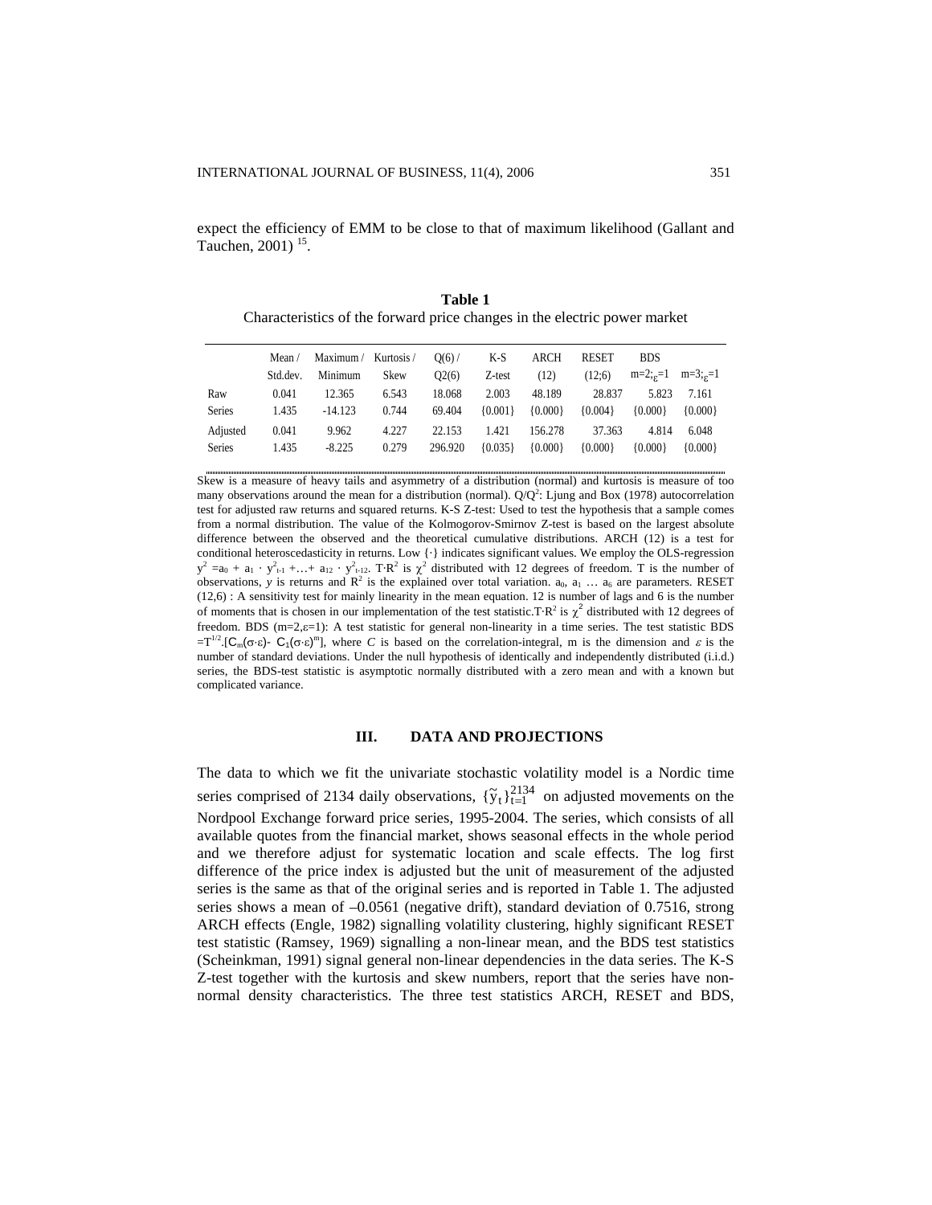expect the efficiency of EMM to be close to that of maximum likelihood (Gallant and Tauchen, 2001) [15].

**Table 1**

Characteristics of the forward price changes in the electric power market

| | Mean / Std.dev. | Maximum / Minimum | Kurtosis / Skew | Q(6) / Q2(6) | K-S Z-test | ARCH (12) | RESET (12;6) | BDS $m=2;_{\varepsilon}=1$ | $m=3;_{\varepsilon}=1$ |
|---|---|---|---|---|---|---|---|---|---|
| Raw | 0.041 | 12.365 | 6.543 | 18.068 | 2.003 | 48.189 | 28.837 | 5.823 | 7.161 |
| Series | 1.435 | -14.123 | 0.744 | 69.404 | {0.001} | {0.000} | {0.004} | {0.000} | {0.000} |
| Adjusted | 0.041 | 9.962 | 4.227 | 22.153 | 1.421 | 156.278 | 37.363 | 4.814 | 6.048 |
| Series | 1.435 | -8.225 | 0.279 | 296.920 | {0.035} | {0.000} | {0.000} | {0.000} | {0.000} |

Skew is a measure of heavy tails and asymmetry of a distribution (normal) and kurtosis is measure of too many observations around the mean for a distribution (normal). Q/Q$^2$: Ljung and Box (1978) autocorrelation test for adjusted raw returns and squared returns. K-S Z-test: Used to test the hypothesis that a sample comes from a normal distribution. The value of the Kolmogorov-Smirnov Z-test is based on the largest absolute difference between the observed and the theoretical cumulative distributions. ARCH (12) is a test for conditional heteroscedasticity in returns. Low {·} indicates significant values. We employ the OLS-regression $y^2 = a_0 + a_1 \cdot y^2_{t-1} + \ldots + a_{12} \cdot y^2_{t-12}$. $T \cdot R^2$ is $\chi^2$ distributed with 12 degrees of freedom. T is the number of observations, $y$ is returns and $R^2$ is the explained over total variation. $a_0, a_1 \ldots a_6$ are parameters. RESET (12,6) : A sensitivity test for mainly linearity in the mean equation. 12 is number of lags and 6 is the number of moments that is chosen in our implementation of the test statistic. $T \cdot R^2$ is $\chi^2$ distributed with 12 degrees of freedom. BDS ($m=2,\varepsilon=1$): A test statistic for general non-linearity in a time series. The test statistic BDS $= T^{1/2}.[C_m(\sigma \cdot \varepsilon) - C_1(\sigma \cdot \varepsilon)^m]$, where $C$ is based on the correlation-integral, m is the dimension and $\varepsilon$ is the number of standard deviations. Under the null hypothesis of identically and independently distributed (i.i.d.) series, the BDS-test statistic is asymptotic normally distributed with a zero mean and with a known but complicated variance.

## III. DATA AND PROJECTIONS

The data to which we fit the univariate stochastic volatility model is a Nordic time series comprised of 2134 daily observations, $\{\tilde{y}_t\}_{t=1}^{2134}$ on adjusted movements on the Nordpool Exchange forward price series, 1995-2004. The series, which consists of all available quotes from the financial market, shows seasonal effects in the whole period and we therefore adjust for systematic location and scale effects. The log first difference of the price index is adjusted but the unit of measurement of the adjusted series is the same as that of the original series and is reported in Table 1. The adjusted series shows a mean of –0.0561 (negative drift), standard deviation of 0.7516, strong ARCH effects (Engle, 1982) signalling volatility clustering, highly significant RESET test statistic (Ramsey, 1969) signalling a non-linear mean, and the BDS test statistics (Scheinkman, 1991) signal general non-linear dependencies in the data series. The K-S Z-test together with the kurtosis and skew numbers, report that the series have non-normal density characteristics. The three test statistics ARCH, RESET and BDS,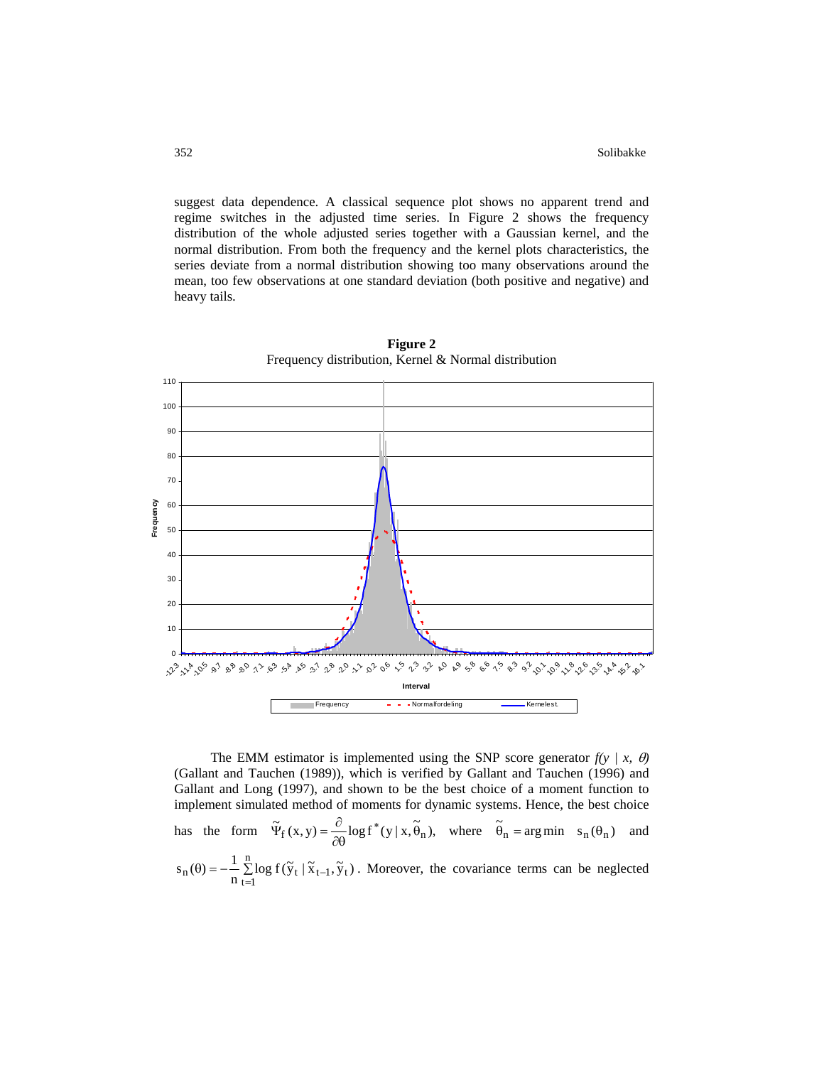suggest data dependence. A classical sequence plot shows no apparent trend and regime switches in the adjusted time series. In Figure 2 shows the frequency distribution of the whole adjusted series together with a Gaussian kernel, and the normal distribution. From both the frequency and the kernel plots characteristics, the series deviate from a normal distribution showing too many observations around the mean, too few observations at one standard deviation (both positive and negative) and heavy tails.

**Figure 2**
Frequency distribution, Kernel & Normal distribution

The EMM estimator is implemented using the SNP score generator $f(y \mid x, \theta)$ (Gallant and Tauchen (1989)), which is verified by Gallant and Tauchen (1996) and Gallant and Long (1997), and shown to be the best choice of a moment function to implement simulated method of moments for dynamic systems. Hence, the best choice has the form $\tilde{\Psi}_f(x, y) = \frac{\partial}{\partial \theta} \log f^*(y \mid x, \tilde{\theta}_n)$, where $\tilde{\theta}_n = \arg\min \; s_n(\theta_n)$ and $s_n(\theta) = -\frac{1}{n} \sum_{t=1}^{n} \log f(\tilde{y}_t \mid \tilde{x}_{t-1}, \tilde{y}_t)$. Moreover, the covariance terms can be neglected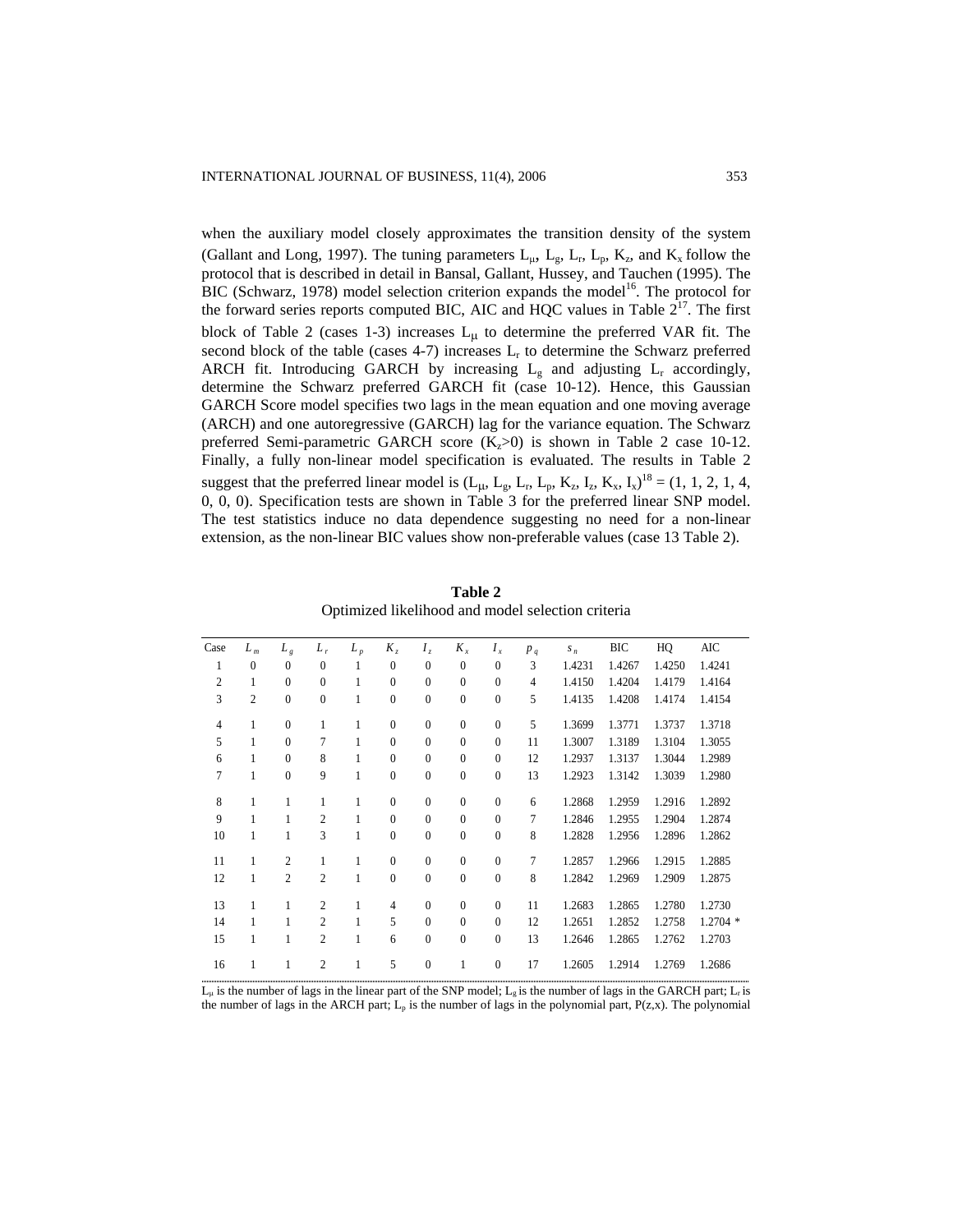when the auxiliary model closely approximates the transition density of the system (Gallant and Long, 1997). The tuning parameters $L_\mu$, $L_g$, $L_r$, $L_p$, $K_z$, and $K_x$ follow the protocol that is described in detail in Bansal, Gallant, Hussey, and Tauchen (1995). The BIC (Schwarz, 1978) model selection criterion expands the model[16]. The protocol for the forward series reports computed BIC, AIC and HQC values in Table 2[17]. The first block of Table 2 (cases 1-3) increases $L_\mu$ to determine the preferred VAR fit. The second block of the table (cases 4-7) increases $L_r$ to determine the Schwarz preferred ARCH fit. Introducing GARCH by increasing $L_g$ and adjusting $L_r$ accordingly, determine the Schwarz preferred GARCH fit (case 10-12). Hence, this Gaussian GARCH Score model specifies two lags in the mean equation and one moving average (ARCH) and one autoregressive (GARCH) lag for the variance equation. The Schwarz preferred Semi-parametric GARCH score ($K_z$>0) is shown in Table 2 case 10-12. Finally, a fully non-linear model specification is evaluated. The results in Table 2 suggest that the preferred linear model is $(L_\mu, L_g, L_r, L_p, K_z, I_z, K_x, I_x)$[18] = (1, 1, 2, 1, 4, 0, 0, 0). Specification tests are shown in Table 3 for the preferred linear SNP model. The test statistics induce no data dependence suggesting no need for a non-linear extension, as the non-linear BIC values show non-preferable values (case 13 Table 2).

**Table 2**
Optimized likelihood and model selection criteria

| Case | $L_m$ | $L_g$ | $L_r$ | $L_p$ | $K_z$ | $I_z$ | $K_x$ | $I_x$ | $p_q$ | $s_n$ | BIC | HQ | AIC |
|---|---|---|---|---|---|---|---|---|---|---|---|---|---|
| 1 | 0 | 0 | 0 | 1 | 0 | 0 | 0 | 0 | 3 | 1.4231 | 1.4267 | 1.4250 | 1.4241 |
| 2 | 1 | 0 | 0 | 1 | 0 | 0 | 0 | 0 | 4 | 1.4150 | 1.4204 | 1.4179 | 1.4164 |
| 3 | 2 | 0 | 0 | 1 | 0 | 0 | 0 | 0 | 5 | 1.4135 | 1.4208 | 1.4174 | 1.4154 |
| 4 | 1 | 0 | 1 | 1 | 0 | 0 | 0 | 0 | 5 | 1.3699 | 1.3771 | 1.3737 | 1.3718 |
| 5 | 1 | 0 | 7 | 1 | 0 | 0 | 0 | 0 | 11 | 1.3007 | 1.3189 | 1.3104 | 1.3055 |
| 6 | 1 | 0 | 8 | 1 | 0 | 0 | 0 | 0 | 12 | 1.2937 | 1.3137 | 1.3044 | 1.2989 |
| 7 | 1 | 0 | 9 | 1 | 0 | 0 | 0 | 0 | 13 | 1.2923 | 1.3142 | 1.3039 | 1.2980 |
| 8 | 1 | 1 | 1 | 1 | 0 | 0 | 0 | 0 | 6 | 1.2868 | 1.2959 | 1.2916 | 1.2892 |
| 9 | 1 | 1 | 2 | 1 | 0 | 0 | 0 | 0 | 7 | 1.2846 | 1.2955 | 1.2904 | 1.2874 |
| 10 | 1 | 1 | 3 | 1 | 0 | 0 | 0 | 0 | 8 | 1.2828 | 1.2956 | 1.2896 | 1.2862 |
| 11 | 1 | 2 | 1 | 1 | 0 | 0 | 0 | 0 | 7 | 1.2857 | 1.2966 | 1.2915 | 1.2885 |
| 12 | 1 | 2 | 2 | 1 | 0 | 0 | 0 | 0 | 8 | 1.2842 | 1.2969 | 1.2909 | 1.2875 |
| 13 | 1 | 1 | 2 | 1 | 4 | 0 | 0 | 0 | 11 | 1.2683 | 1.2865 | 1.2780 | 1.2730 |
| 14 | 1 | 1 | 2 | 1 | 5 | 0 | 0 | 0 | 12 | 1.2651 | 1.2852 | 1.2758 | 1.2704 * |
| 15 | 1 | 1 | 2 | 1 | 6 | 0 | 0 | 0 | 13 | 1.2646 | 1.2865 | 1.2762 | 1.2703 |
| 16 | 1 | 1 | 2 | 1 | 5 | 0 | 1 | 0 | 17 | 1.2605 | 1.2914 | 1.2769 | 1.2686 |

$L_\mu$ is the number of lags in the linear part of the SNP model; $L_g$ is the number of lags in the GARCH part; $L_r$ is the number of lags in the ARCH part; $L_p$ is the number of lags in the polynomial part, P(z,x). The polynomial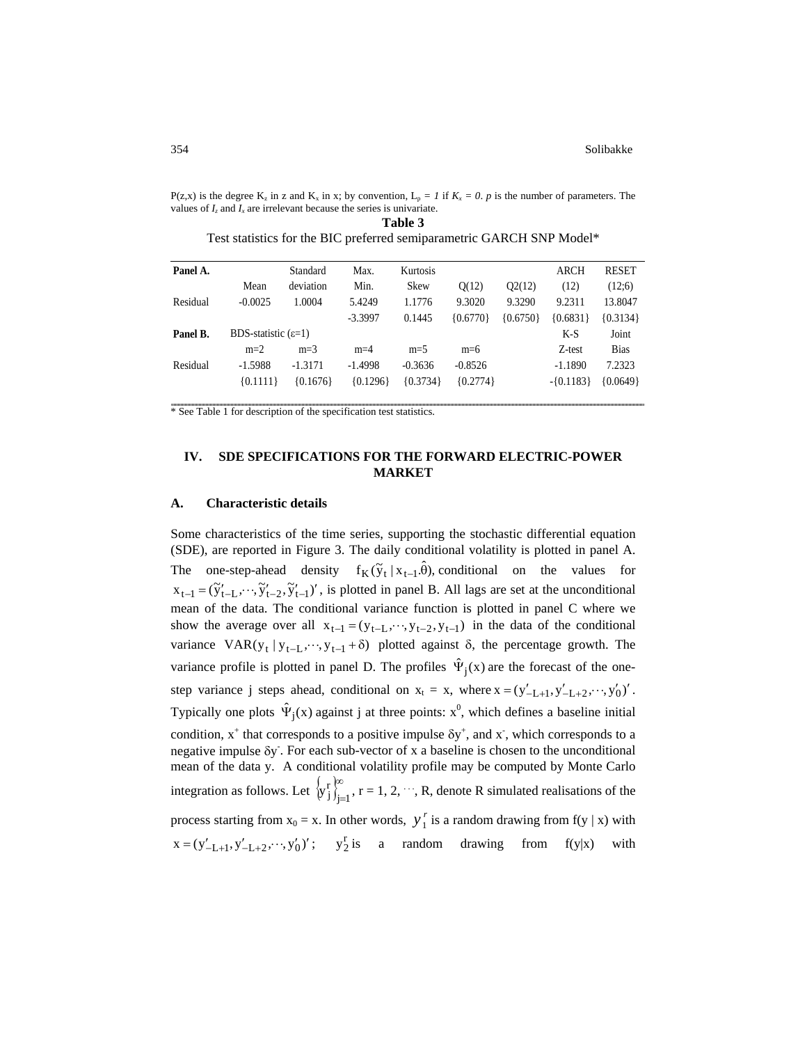P(z,x) is the degree $K_z$ in z and $K_x$ in x; by convention, $L_p = 1$ if $K_x = 0$. *p* is the number of parameters. The values of $I_z$ and $I_x$ are irrelevant because the series is univariate.

**Table 3**

Test statistics for the BIC preferred semiparametric GARCH SNP Model*

| **Panel A.** | Mean | Standard deviation | Max. Min. | Kurtosis Skew | Q(12) | Q2(12) | ARCH (12) | RESET (12;6) |
|---|---|---|---|---|---|---|---|---|
| Residual | -0.0025 | 1.0004 | 5.4249 | 1.1776 | 9.3020 | 9.3290 | 9.2311 | 13.8047 |
| | | | -3.3997 | 0.1445 | {0.6770} | {0.6750} | {0.6831} | {0.3134} |
| **Panel B.** | BDS-statistic (ε=1) | | | | | | K-S | Joint |
| | m=2 | m=3 | m=4 | m=5 | m=6 | | Z-test | Bias |
| Residual | -1.5988 | -1.3171 | -1.4998 | -0.3636 | -0.8526 | | -1.1890 | 7.2323 |
| | {0.1111} | {0.1676} | {0.1296} | {0.3734} | {0.2774} | | -{0.1183} | {0.0649} |

* See Table 1 for description of the specification test statistics.

## IV. SDE SPECIFICATIONS FOR THE FORWARD ELECTRIC-POWER MARKET

### A. Characteristic details

Some characteristics of the time series, supporting the stochastic differential equation (SDE), are reported in Figure 3. The daily conditional volatility is plotted in panel A. The one-step-ahead density $f_K(\tilde{y}_t \mid x_{t-1}.\hat{\theta})$, conditional on the values for $x_{t-1} = (\tilde{y}'_{t-L}, \cdots, \tilde{y}'_{t-2}, \tilde{y}'_{t-1})'$, is plotted in panel B. All lags are set at the unconditional mean of the data. The conditional variance function is plotted in panel C where we show the average over all $x_{t-1} = (y_{t-L}, \cdots, y_{t-2}, y_{t-1})$ in the data of the conditional variance $VAR(y_t \mid y_{t-L}, \cdots, y_{t-1} + \delta)$ plotted against δ, the percentage growth. The variance profile is plotted in panel D. The profiles $\hat{\Psi}_j(x)$ are the forecast of the one-step variance j steps ahead, conditional on $x_t$ = x, where $x = (y'_{-L+1}, y'_{-L+2}, \cdots, y'_0)'$. Typically one plots $\hat{\Psi}_j(x)$ against j at three points: $x^0$, which defines a baseline initial condition, $x^+$ that corresponds to a positive impulse $\delta y^+$, and $x^-$, which corresponds to a negative impulse $\delta y^-$. For each sub-vector of x a baseline is chosen to the unconditional mean of the data y. A conditional volatility profile may be computed by Monte Carlo integration as follows. Let $\{y_j^r\}_{j=1}^{\infty}$, r = 1, 2, ⋯, R, denote R simulated realisations of the process starting from $x_0$ = x. In other words, $y_1^r$ is a random drawing from f(y | x) with $x = (y'_{-L+1}, y'_{-L+2}, \cdots, y'_0)'$; $y_2^r$ is a random drawing from f(y|x) with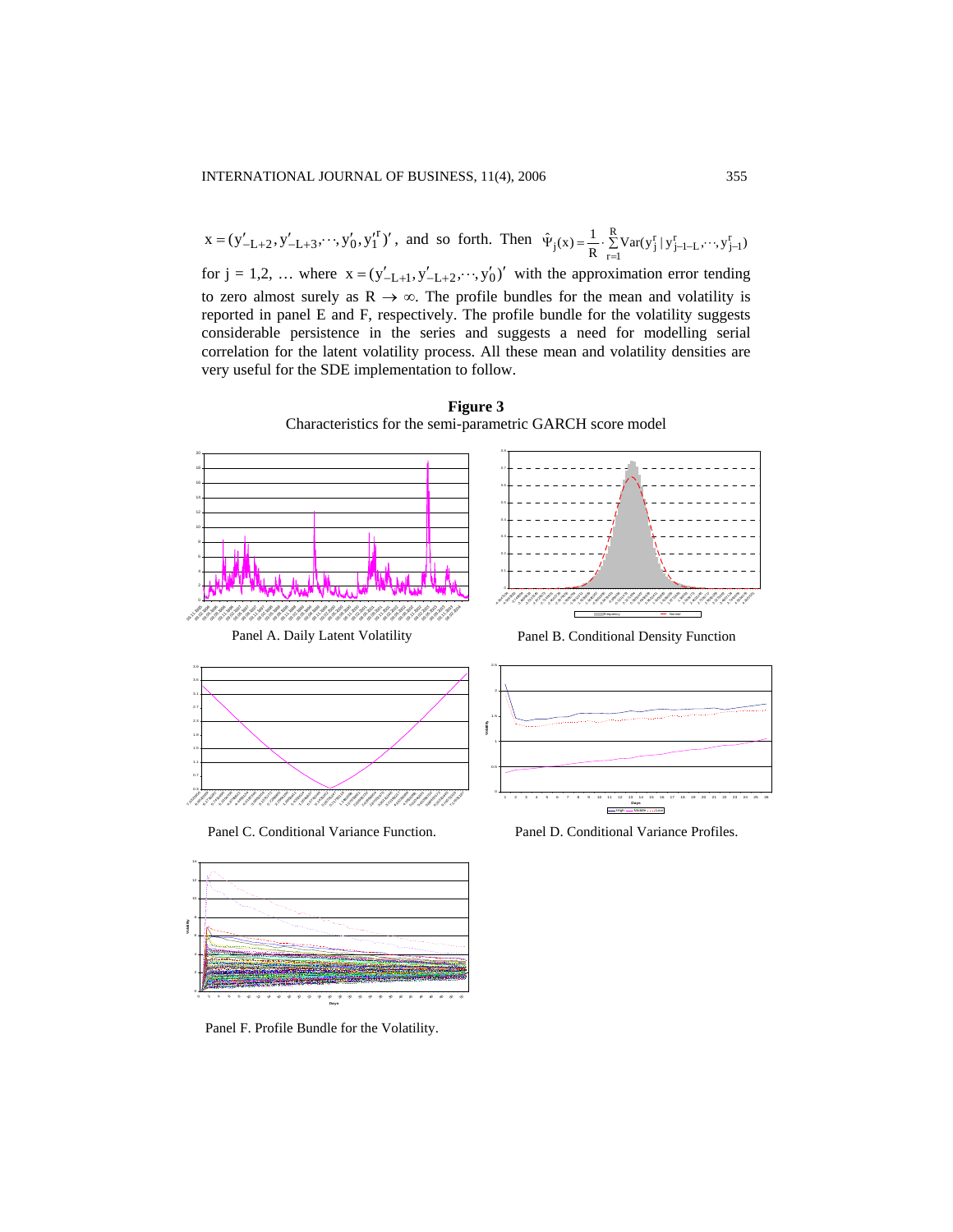$x = (y'_{-L+2}, y'_{-L+3}, \cdots, y'_0, y'^{r}_1)'$, and so forth. Then $\hat{\Psi}_j(x) = \frac{1}{R} \cdot \sum_{r=1}^{R} \mathrm{Var}(y^r_j \mid y^r_{j-1-L}, \cdots, y^r_{j-1})$ for j = 1,2, … where $x = (y'_{-L+1}, y'_{-L+2}, \cdots, y'_0)'$ with the approximation error tending to zero almost surely as $R \to \infty$. The profile bundles for the mean and volatility is reported in panel E and F, respectively. The profile bundle for the volatility suggests considerable persistence in the series and suggests a need for modelling serial correlation for the latent volatility process. All these mean and volatility densities are very useful for the SDE implementation to follow.

**Figure 3**

Characteristics for the semi-parametric GARCH score model

Panel A. Daily Latent Volatility

Panel B. Conditional Density Function

Panel C. Conditional Variance Function.

Panel D. Conditional Variance Profiles.

Panel F. Profile Bundle for the Volatility.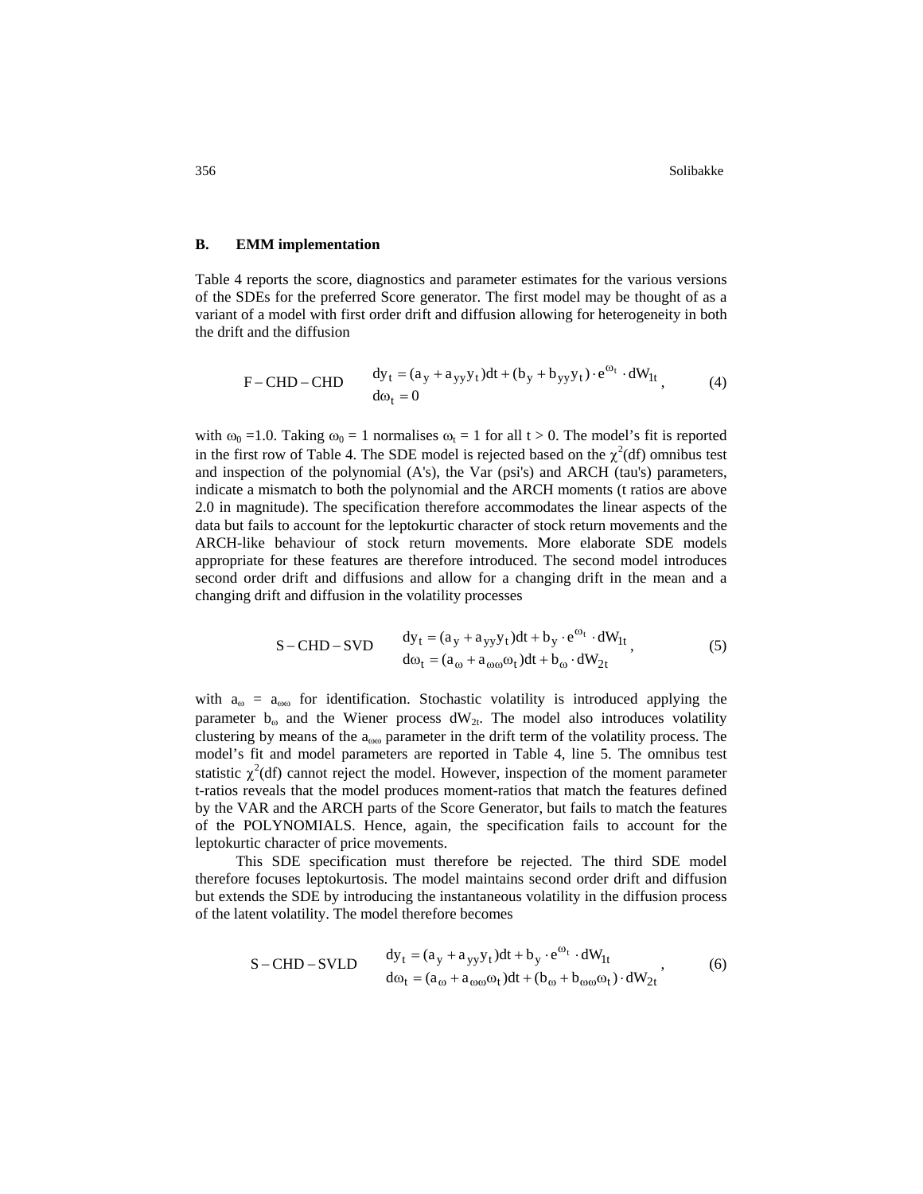### B. EMM implementation

Table 4 reports the score, diagnostics and parameter estimates for the various versions of the SDEs for the preferred Score generator. The first model may be thought of as a variant of a model with first order drift and diffusion allowing for heterogeneity in both the drift and the diffusion

$$\text{F}-\text{CHD}-\text{CHD} \qquad \begin{aligned} dy_t &= (a_y + a_{yy}y_t)dt + (b_y + b_{yy}y_t)\cdot e^{\omega_t}\cdot dW_{1t} \\ d\omega_t &= 0 \end{aligned}, \tag{4}$$

with $\omega_0$ =1.0. Taking $\omega_0$ = 1 normalises $\omega_t$ = 1 for all t > 0. The model's fit is reported in the first row of Table 4. The SDE model is rejected based on the $\chi^2$(df) omnibus test and inspection of the polynomial (A's), the Var (psi's) and ARCH (tau's) parameters, indicate a mismatch to both the polynomial and the ARCH moments (t ratios are above 2.0 in magnitude). The specification therefore accommodates the linear aspects of the data but fails to account for the leptokurtic character of stock return movements and the ARCH-like behaviour of stock return movements. More elaborate SDE models appropriate for these features are therefore introduced. The second model introduces second order drift and diffusions and allow for a changing drift in the mean and a changing drift and diffusion in the volatility processes

$$\text{S}-\text{CHD}-\text{SVD} \qquad \begin{aligned} dy_t &= (a_y + a_{yy}y_t)dt + b_y\cdot e^{\omega_t}\cdot dW_{1t} \\ d\omega_t &= (a_\omega + a_{\omega\omega}\omega_t)dt + b_\omega\cdot dW_{2t} \end{aligned}, \tag{5}$$

with $a_\omega$ = $a_{\omega\omega}$ for identification. Stochastic volatility is introduced applying the parameter $b_\omega$ and the Wiener process $dW_{2t}$. The model also introduces volatility clustering by means of the $a_{\omega\omega}$ parameter in the drift term of the volatility process. The model's fit and model parameters are reported in Table 4, line 5. The omnibus test statistic $\chi^2$(df) cannot reject the model. However, inspection of the moment parameter t-ratios reveals that the model produces moment-ratios that match the features defined by the VAR and the ARCH parts of the Score Generator, but fails to match the features of the POLYNOMIALS. Hence, again, the specification fails to account for the leptokurtic character of price movements.

This SDE specification must therefore be rejected. The third SDE model therefore focuses leptokurtosis. The model maintains second order drift and diffusion but extends the SDE by introducing the instantaneous volatility in the diffusion process of the latent volatility. The model therefore becomes

$$\text{S}-\text{CHD}-\text{SVLD} \qquad \begin{aligned} dy_t &= (a_y + a_{yy}y_t)dt + b_y\cdot e^{\omega_t}\cdot dW_{1t} \\ d\omega_t &= (a_\omega + a_{\omega\omega}\omega_t)dt + (b_\omega + b_{\omega\omega}\omega_t)\cdot dW_{2t} \end{aligned}, \tag{6}$$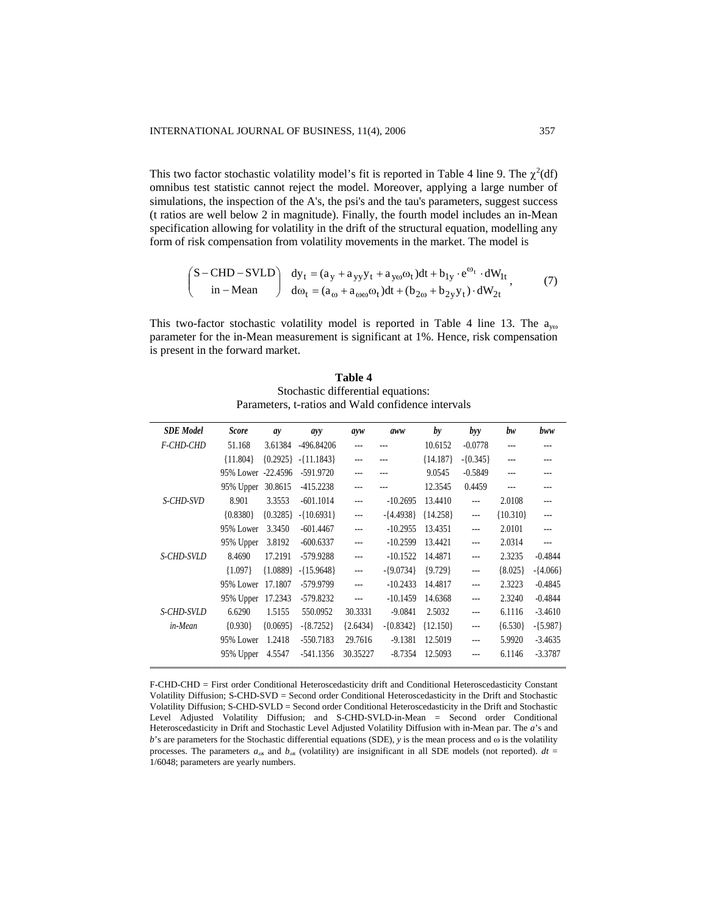This two factor stochastic volatility model's fit is reported in Table 4 line 9. The $\chi^2$(df) omnibus test statistic cannot reject the model. Moreover, applying a large number of simulations, the inspection of the A's, the psi's and the tau's parameters, suggest success (t ratios are well below 2 in magnitude). Finally, the fourth model includes an in-Mean specification allowing for volatility in the drift of the structural equation, modelling any form of risk compensation from volatility movements in the market. The model is

$$\begin{pmatrix} \text{S}-\text{CHD}-\text{SVLD} \\ \text{in}-\text{Mean} \end{pmatrix} \quad \begin{aligned} dy_t &= (a_y + a_{yy}y_t + a_{y\omega}\omega_t)dt + b_{1y} \cdot e^{\omega_t} \cdot dW_{1t} \\ d\omega_t &= (a_\omega + a_{\omega\omega}\omega_t)dt + (b_{2\omega} + b_{2y}y_t) \cdot dW_{2t} \end{aligned}, \qquad (7)$$

This two-factor stochastic volatility model is reported in Table 4 line 13. The $a_{y\omega}$ parameter for the in-Mean measurement is significant at 1%. Hence, risk compensation is present in the forward market.

**Table 4**
Stochastic differential equations:
Parameters, t-ratios and Wald confidence intervals

| *SDE Model* | *Score* | *ay* | *ayy* | *ayw* | *aww* | *by* | *byy* | *bw* | *bww* |
|---|---|---|---|---|---|---|---|---|---|
| *F-CHD-CHD* | 51.168 | 3.61384 | -496.84206 | --- | --- | 10.6152 | -0.0778 | --- | --- |
| | {11.804} | {0.2925} | -{11.1843} | --- | --- | {14.187} | -{0.345} | --- | --- |
| | 95% Lower | -22.4596 | -591.9720 | --- | --- | 9.0545 | -0.5849 | --- | --- |
| | 95% Upper | 30.8615 | -415.2238 | --- | --- | 12.3545 | 0.4459 | --- | --- |
| *S-CHD-SVD* | 8.901 | 3.3553 | -601.1014 | --- | -10.2695 | 13.4410 | --- | 2.0108 | --- |
| | {0.8380} | {0.3285} | -{10.6931} | --- | -{4.4938} | {14.258} | --- | {10.310} | --- |
| | 95% Lower | 3.3450 | -601.4467 | --- | -10.2955 | 13.4351 | --- | 2.0101 | --- |
| | 95% Upper | 3.8192 | -600.6337 | --- | -10.2599 | 13.4421 | --- | 2.0314 | --- |
| *S-CHD-SVLD* | 8.4690 | 17.2191 | -579.9288 | --- | -10.1522 | 14.4871 | --- | 2.3235 | -0.4844 |
| | {1.097} | {1.0889} | -{15.9648} | --- | -{9.0734} | {9.729} | --- | {8.025} | -{4.066} |
| | 95% Lower | 17.1807 | -579.9799 | --- | -10.2433 | 14.4817 | --- | 2.3223 | -0.4845 |
| | 95% Upper | 17.2343 | -579.8232 | --- | -10.1459 | 14.6368 | --- | 2.3240 | -0.4844 |
| *S-CHD-SVLD* | 6.6290 | 1.5155 | 550.0952 | 30.3331 | -9.0841 | 2.5032 | --- | 6.1116 | -3.4610 |
| *in-Mean* | {0.930} | {0.0695} | -{8.7252} | {2.6434} | -{0.8342} | {12.150} | --- | {6.530} | -{5.987} |
| | 95% Lower | 1.2418 | -550.7183 | 29.7616 | -9.1381 | 12.5019 | --- | 5.9920 | -3.4635 |
| | 95% Upper | 4.5547 | -541.1356 | 30.35227 | -8.7354 | 12.5093 | --- | 6.1146 | -3.3787 |

F-CHD-CHD = First order Conditional Heteroscedasticity drift and Conditional Heteroscedasticity Constant Volatility Diffusion; S-CHD-SVD = Second order Conditional Heteroscedasticity in the Drift and Stochastic Volatility Diffusion; S-CHD-SVLD = Second order Conditional Heteroscedasticity in the Drift and Stochastic Level Adjusted Volatility Diffusion; and S-CHD-SVLD-in-Mean = Second order Conditional Heteroscedasticity in Drift and Stochastic Level Adjusted Volatility Diffusion with in-Mean par. The *a*'s and *b*'s are parameters for the Stochastic differential equations (SDE), *y* is the mean process and $\omega$ is the volatility processes. The parameters $a_{\omega s}$ and $b_{\omega s}$ (volatility) are insignificant in all SDE models (not reported). $dt$ = 1/6048; parameters are yearly numbers.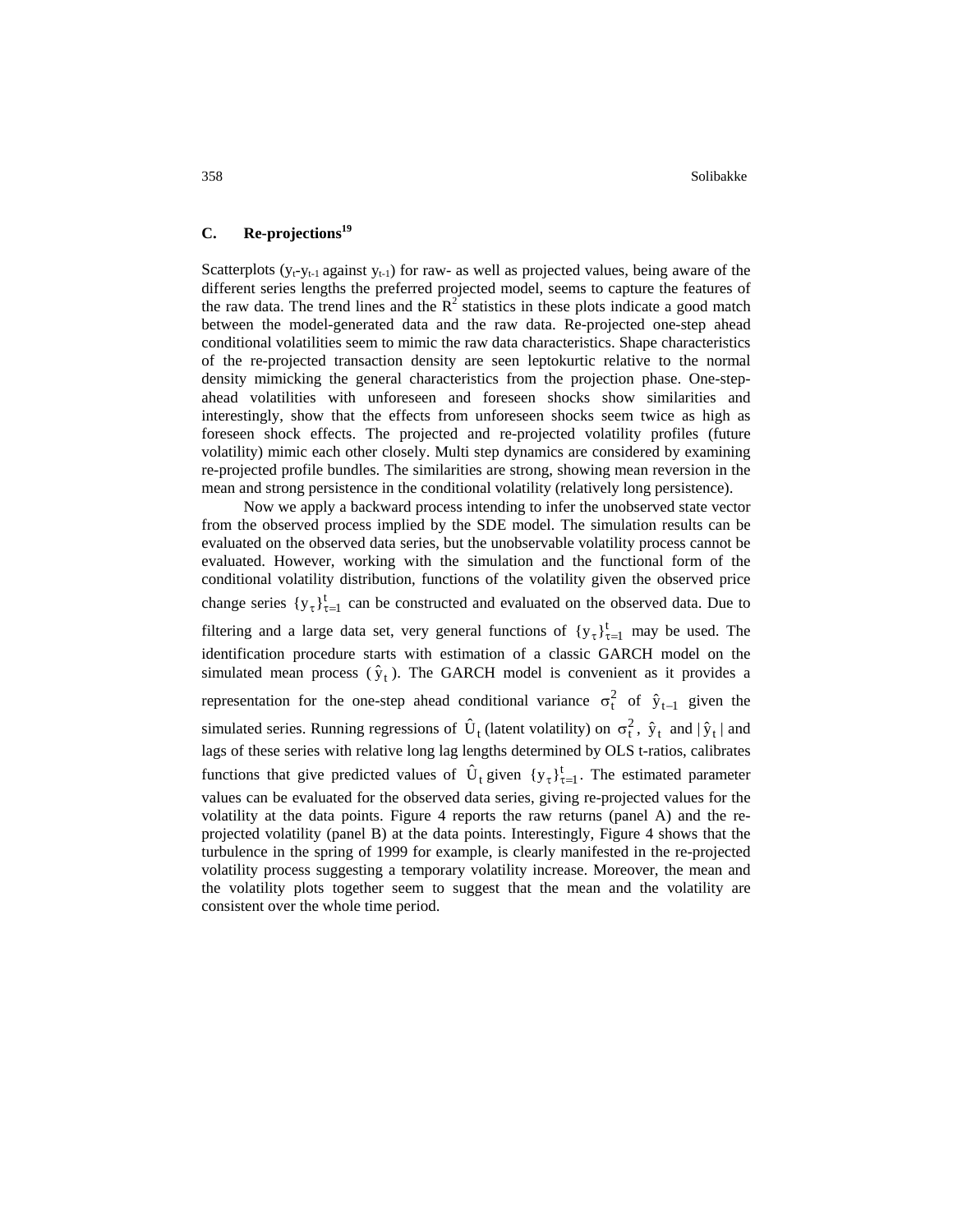### C. Re-projections[19]

Scatterplots ($y_t$-$y_{t-1}$ against $y_{t-1}$) for raw- as well as projected values, being aware of the different series lengths the preferred projected model, seems to capture the features of the raw data. The trend lines and the $R^2$ statistics in these plots indicate a good match between the model-generated data and the raw data. Re-projected one-step ahead conditional volatilities seem to mimic the raw data characteristics. Shape characteristics of the re-projected transaction density are seen leptokurtic relative to the normal density mimicking the general characteristics from the projection phase. One-step-ahead volatilities with unforeseen and foreseen shocks show similarities and interestingly, show that the effects from unforeseen shocks seem twice as high as foreseen shock effects. The projected and re-projected volatility profiles (future volatility) mimic each other closely. Multi step dynamics are considered by examining re-projected profile bundles. The similarities are strong, showing mean reversion in the mean and strong persistence in the conditional volatility (relatively long persistence).

Now we apply a backward process intending to infer the unobserved state vector from the observed process implied by the SDE model. The simulation results can be evaluated on the observed data series, but the unobservable volatility process cannot be evaluated. However, working with the simulation and the functional form of the conditional volatility distribution, functions of the volatility given the observed price change series $\{y_\tau\}_{\tau=1}^{t}$ can be constructed and evaluated on the observed data. Due to filtering and a large data set, very general functions of $\{y_\tau\}_{\tau=1}^{t}$ may be used. The identification procedure starts with estimation of a classic GARCH model on the simulated mean process ($\hat{y}_t$). The GARCH model is convenient as it provides a representation for the one-step ahead conditional variance $\sigma_t^2$ of $\hat{y}_{t-1}$ given the simulated series. Running regressions of $\hat{U}_t$ (latent volatility) on $\sigma_t^2$, $\hat{y}_t$ and $|\hat{y}_t|$ and lags of these series with relative long lag lengths determined by OLS t-ratios, calibrates functions that give predicted values of $\hat{U}_t$ given $\{y_\tau\}_{\tau=1}^{t}$. The estimated parameter values can be evaluated for the observed data series, giving re-projected values for the volatility at the data points. Figure 4 reports the raw returns (panel A) and the re-projected volatility (panel B) at the data points. Interestingly, Figure 4 shows that the turbulence in the spring of 1999 for example, is clearly manifested in the re-projected volatility process suggesting a temporary volatility increase. Moreover, the mean and the volatility plots together seem to suggest that the mean and the volatility are consistent over the whole time period.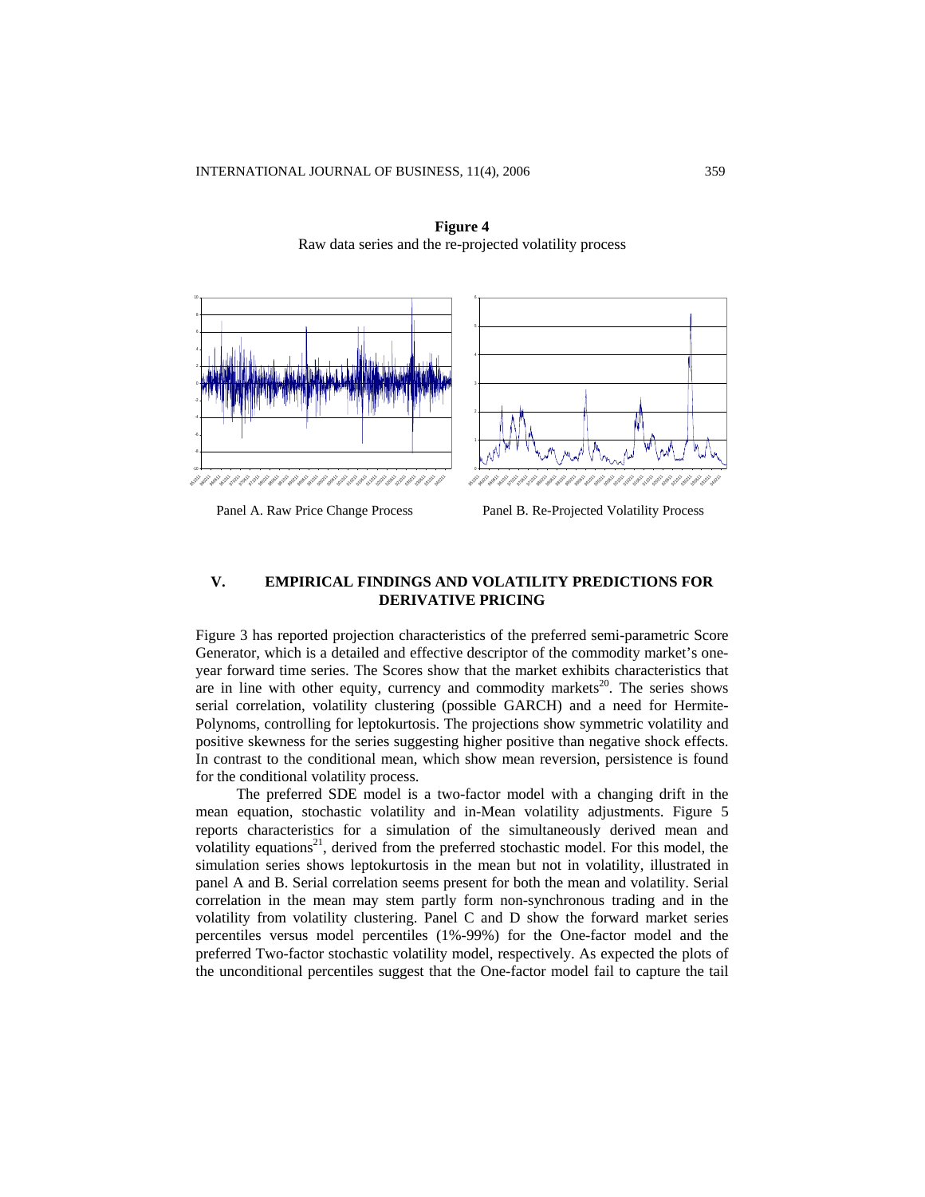**Figure 4**
Raw data series and the re-projected volatility process

Panel A. Raw Price Change Process

Panel B. Re-Projected Volatility Process

## V. EMPIRICAL FINDINGS AND VOLATILITY PREDICTIONS FOR DERIVATIVE PRICING

Figure 3 has reported projection characteristics of the preferred semi-parametric Score Generator, which is a detailed and effective descriptor of the commodity market's one-year forward time series. The Scores show that the market exhibits characteristics that are in line with other equity, currency and commodity markets[20]. The series shows serial correlation, volatility clustering (possible GARCH) and a need for Hermite-Polynoms, controlling for leptokurtosis. The projections show symmetric volatility and positive skewness for the series suggesting higher positive than negative shock effects. In contrast to the conditional mean, which show mean reversion, persistence is found for the conditional volatility process.

The preferred SDE model is a two-factor model with a changing drift in the mean equation, stochastic volatility and in-Mean volatility adjustments. Figure 5 reports characteristics for a simulation of the simultaneously derived mean and volatility equations[21], derived from the preferred stochastic model. For this model, the simulation series shows leptokurtosis in the mean but not in volatility, illustrated in panel A and B. Serial correlation seems present for both the mean and volatility. Serial correlation in the mean may stem partly form non-synchronous trading and in the volatility from volatility clustering. Panel C and D show the forward market series percentiles versus model percentiles (1%-99%) for the One-factor model and the preferred Two-factor stochastic volatility model, respectively. As expected the plots of the unconditional percentiles suggest that the One-factor model fail to capture the tail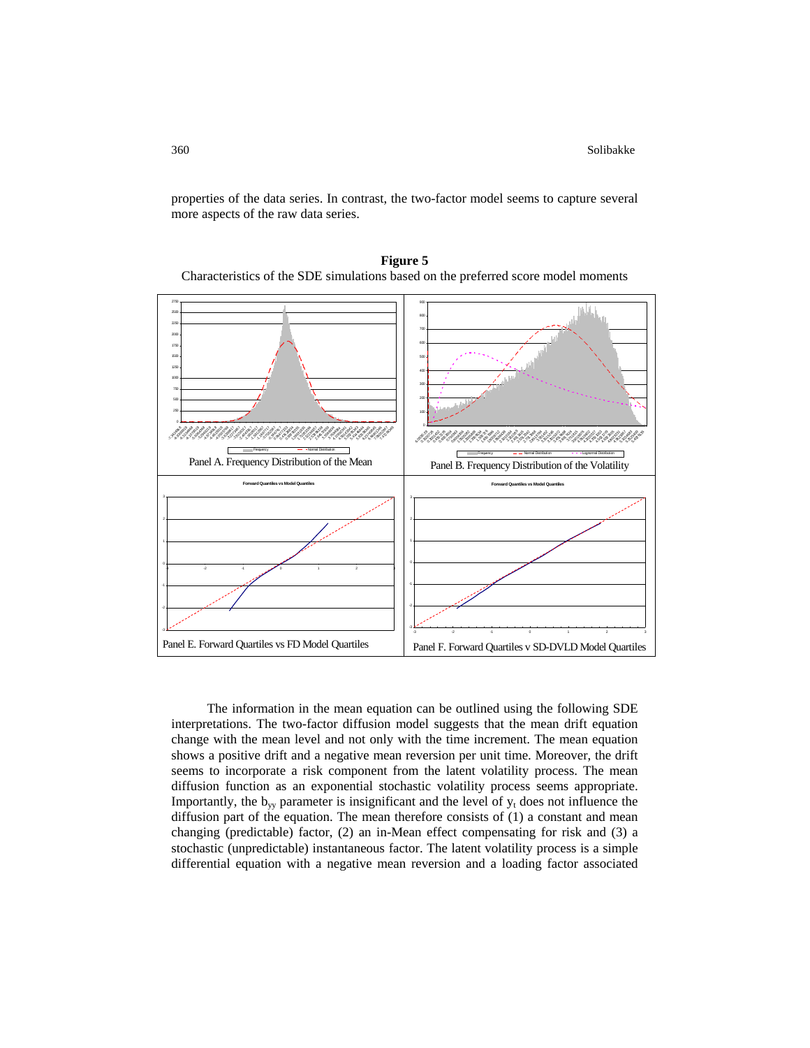properties of the data series. In contrast, the two-factor model seems to capture several more aspects of the raw data series.

**Figure 5**
Characteristics of the SDE simulations based on the preferred score model moments

Panel A. Frequency Distribution of the Mean

Panel B. Frequency Distribution of the Volatility

Panel E. Forward Quartiles vs FD Model Quartiles

Panel F. Forward Quartiles v SD-DVLD Model Quartiles

The information in the mean equation can be outlined using the following SDE interpretations. The two-factor diffusion model suggests that the mean drift equation change with the mean level and not only with the time increment. The mean equation shows a positive drift and a negative mean reversion per unit time. Moreover, the drift seems to incorporate a risk component from the latent volatility process. The mean diffusion function as an exponential stochastic volatility process seems appropriate. Importantly, the $b_{yy}$ parameter is insignificant and the level of $y_t$ does not influence the diffusion part of the equation. The mean therefore consists of (1) a constant and mean changing (predictable) factor, (2) an in-Mean effect compensating for risk and (3) a stochastic (unpredictable) instantaneous factor. The latent volatility process is a simple differential equation with a negative mean reversion and a loading factor associated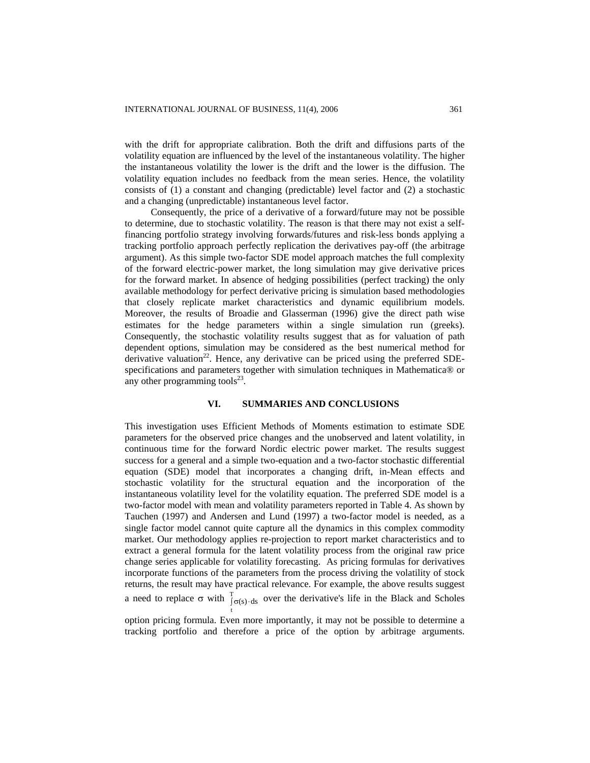with the drift for appropriate calibration. Both the drift and diffusions parts of the volatility equation are influenced by the level of the instantaneous volatility. The higher the instantaneous volatility the lower is the drift and the lower is the diffusion. The volatility equation includes no feedback from the mean series. Hence, the volatility consists of (1) a constant and changing (predictable) level factor and (2) a stochastic and a changing (unpredictable) instantaneous level factor.

Consequently, the price of a derivative of a forward/future may not be possible to determine, due to stochastic volatility. The reason is that there may not exist a self-financing portfolio strategy involving forwards/futures and risk-less bonds applying a tracking portfolio approach perfectly replication the derivatives pay-off (the arbitrage argument). As this simple two-factor SDE model approach matches the full complexity of the forward electric-power market, the long simulation may give derivative prices for the forward market. In absence of hedging possibilities (perfect tracking) the only available methodology for perfect derivative pricing is simulation based methodologies that closely replicate market characteristics and dynamic equilibrium models. Moreover, the results of Broadie and Glasserman (1996) give the direct path wise estimates for the hedge parameters within a single simulation run (greeks). Consequently, the stochastic volatility results suggest that as for valuation of path dependent options, simulation may be considered as the best numerical method for derivative valuation[22]. Hence, any derivative can be priced using the preferred SDE-specifications and parameters together with simulation techniques in Mathematica® or any other programming tools[23].

## VI. SUMMARIES AND CONCLUSIONS

This investigation uses Efficient Methods of Moments estimation to estimate SDE parameters for the observed price changes and the unobserved and latent volatility, in continuous time for the forward Nordic electric power market. The results suggest success for a general and a simple two-equation and a two-factor stochastic differential equation (SDE) model that incorporates a changing drift, in-Mean effects and stochastic volatility for the structural equation and the incorporation of the instantaneous volatility level for the volatility equation. The preferred SDE model is a two-factor model with mean and volatility parameters reported in Table 4. As shown by Tauchen (1997) and Andersen and Lund (1997) a two-factor model is needed, as a single factor model cannot quite capture all the dynamics in this complex commodity market. Our methodology applies re-projection to report market characteristics and to extract a general formula for the latent volatility process from the original raw price change series applicable for volatility forecasting. As pricing formulas for derivatives incorporate functions of the parameters from the process driving the volatility of stock returns, the result may have practical relevance. For example, the above results suggest a need to replace $\sigma$ with $\int_t^T \sigma(s)\cdot ds$ over the derivative's life in the Black and Scholes option pricing formula. Even more importantly, it may not be possible to determine a tracking portfolio and therefore a price of the option by arbitrage arguments.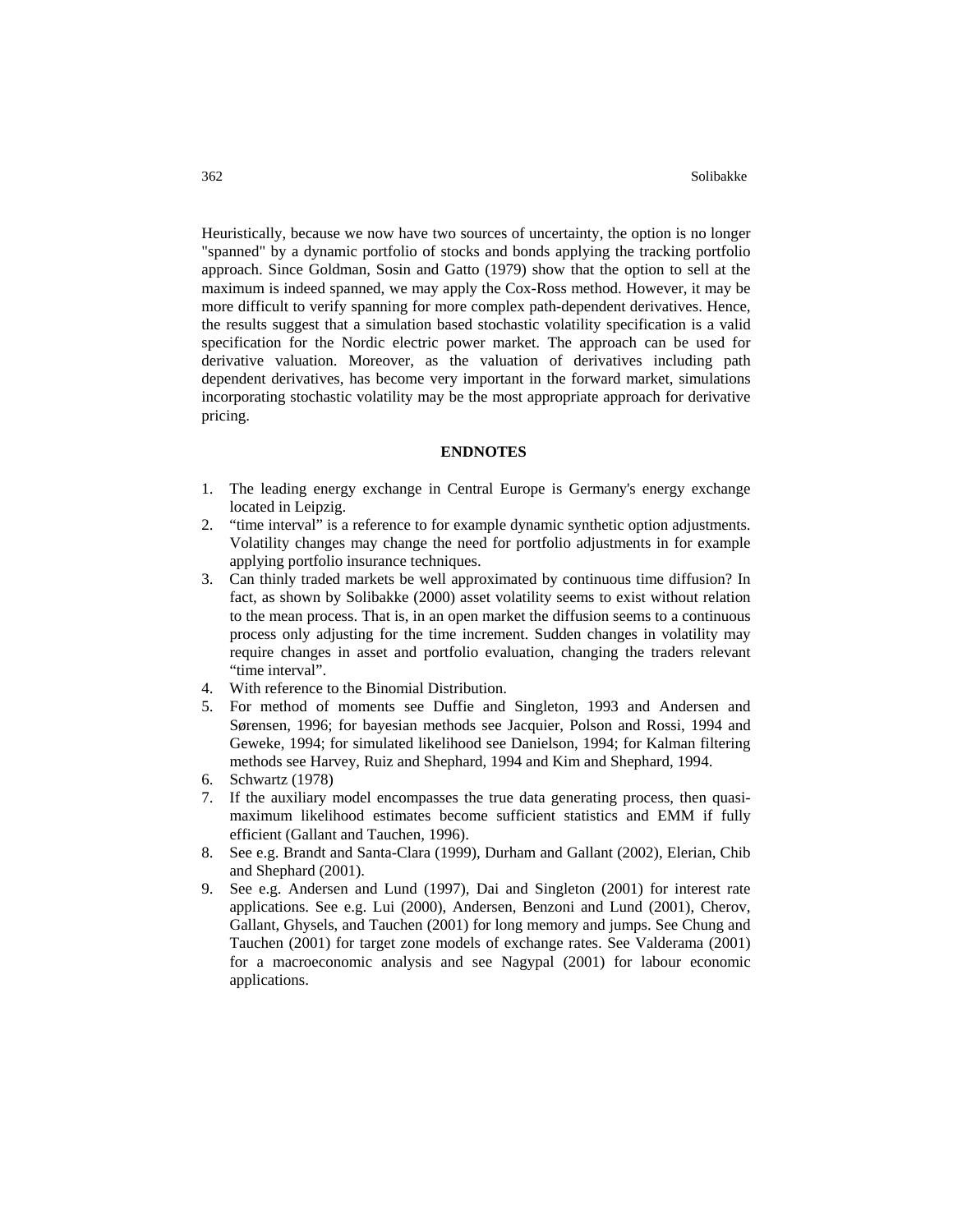Heuristically, because we now have two sources of uncertainty, the option is no longer "spanned" by a dynamic portfolio of stocks and bonds applying the tracking portfolio approach. Since Goldman, Sosin and Gatto (1979) show that the option to sell at the maximum is indeed spanned, we may apply the Cox-Ross method. However, it may be more difficult to verify spanning for more complex path-dependent derivatives. Hence, the results suggest that a simulation based stochastic volatility specification is a valid specification for the Nordic electric power market. The approach can be used for derivative valuation. Moreover, as the valuation of derivatives including path dependent derivatives, has become very important in the forward market, simulations incorporating stochastic volatility may be the most appropriate approach for derivative pricing.

## ENDNOTES

1. The leading energy exchange in Central Europe is Germany's energy exchange located in Leipzig.
2. "time interval" is a reference to for example dynamic synthetic option adjustments. Volatility changes may change the need for portfolio adjustments in for example applying portfolio insurance techniques.
3. Can thinly traded markets be well approximated by continuous time diffusion? In fact, as shown by Solibakke (2000) asset volatility seems to exist without relation to the mean process. That is, in an open market the diffusion seems to a continuous process only adjusting for the time increment. Sudden changes in volatility may require changes in asset and portfolio evaluation, changing the traders relevant "time interval".
4. With reference to the Binomial Distribution.
5. For method of moments see Duffie and Singleton, 1993 and Andersen and Sørensen, 1996; for bayesian methods see Jacquier, Polson and Rossi, 1994 and Geweke, 1994; for simulated likelihood see Danielson, 1994; for Kalman filtering methods see Harvey, Ruiz and Shephard, 1994 and Kim and Shephard, 1994.
6. Schwartz (1978)
7. If the auxiliary model encompasses the true data generating process, then quasi-maximum likelihood estimates become sufficient statistics and EMM if fully efficient (Gallant and Tauchen, 1996).
8. See e.g. Brandt and Santa-Clara (1999), Durham and Gallant (2002), Elerian, Chib and Shephard (2001).
9. See e.g. Andersen and Lund (1997), Dai and Singleton (2001) for interest rate applications. See e.g. Lui (2000), Andersen, Benzoni and Lund (2001), Cherov, Gallant, Ghysels, and Tauchen (2001) for long memory and jumps. See Chung and Tauchen (2001) for target zone models of exchange rates. See Valderama (2001) for a macroeconomic analysis and see Nagypal (2001) for labour economic applications.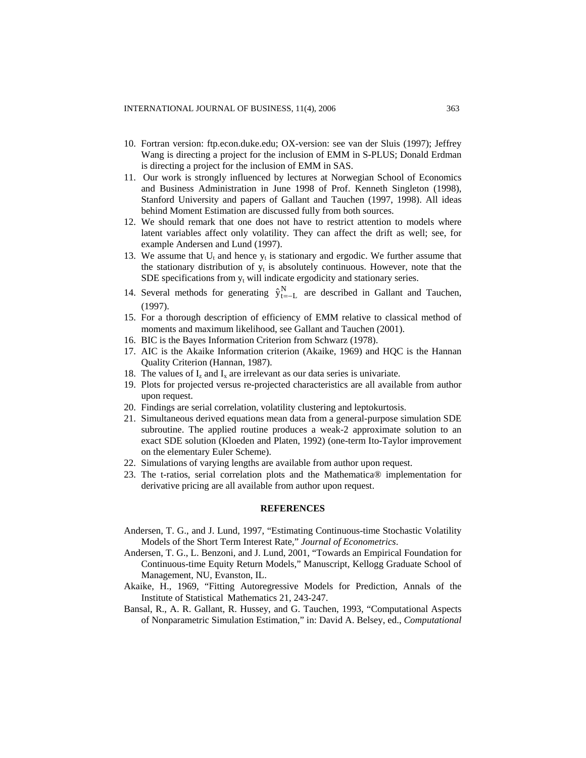10. Fortran version: ftp.econ.duke.edu; OX-version: see van der Sluis (1997); Jeffrey Wang is directing a project for the inclusion of EMM in S-PLUS; Donald Erdman is directing a project for the inclusion of EMM in SAS.
11. Our work is strongly influenced by lectures at Norwegian School of Economics and Business Administration in June 1998 of Prof. Kenneth Singleton (1998), Stanford University and papers of Gallant and Tauchen (1997, 1998). All ideas behind Moment Estimation are discussed fully from both sources.
12. We should remark that one does not have to restrict attention to models where latent variables affect only volatility. They can affect the drift as well; see, for example Andersen and Lund (1997).
13. We assume that $U_t$ and hence $y_t$ is stationary and ergodic. We further assume that the stationary distribution of $y_t$ is absolutely continuous. However, note that the SDE specifications from $y_t$ will indicate ergodicity and stationary series.
14. Several methods for generating $\hat{y}_{t=-L}^{N}$ are described in Gallant and Tauchen, (1997).
15. For a thorough description of efficiency of EMM relative to classical method of moments and maximum likelihood, see Gallant and Tauchen (2001).
16. BIC is the Bayes Information Criterion from Schwarz (1978).
17. AIC is the Akaike Information criterion (Akaike, 1969) and HQC is the Hannan Quality Criterion (Hannan, 1987).
18. The values of $I_z$ and $I_x$ are irrelevant as our data series is univariate.
19. Plots for projected versus re-projected characteristics are all available from author upon request.
20. Findings are serial correlation, volatility clustering and leptokurtosis.
21. Simultaneous derived equations mean data from a general-purpose simulation SDE subroutine. The applied routine produces a weak-2 approximate solution to an exact SDE solution (Kloeden and Platen, 1992) (one-term Ito-Taylor improvement on the elementary Euler Scheme).
22. Simulations of varying lengths are available from author upon request.
23. The t-ratios, serial correlation plots and the Mathematica® implementation for derivative pricing are all available from author upon request.

## REFERENCES

Andersen, T. G., and J. Lund, 1997, "Estimating Continuous-time Stochastic Volatility Models of the Short Term Interest Rate," *Journal of Econometrics*.

Andersen, T. G., L. Benzoni, and J. Lund, 2001, "Towards an Empirical Foundation for Continuous-time Equity Return Models," Manuscript, Kellogg Graduate School of Management, NU, Evanston, IL.

Akaike, H., 1969, "Fitting Autoregressive Models for Prediction, Annals of the Institute of Statistical Mathematics 21, 243-247.

Bansal, R., A. R. Gallant, R. Hussey, and G. Tauchen, 1993, "Computational Aspects of Nonparametric Simulation Estimation," in: David A. Belsey, ed., *Computational*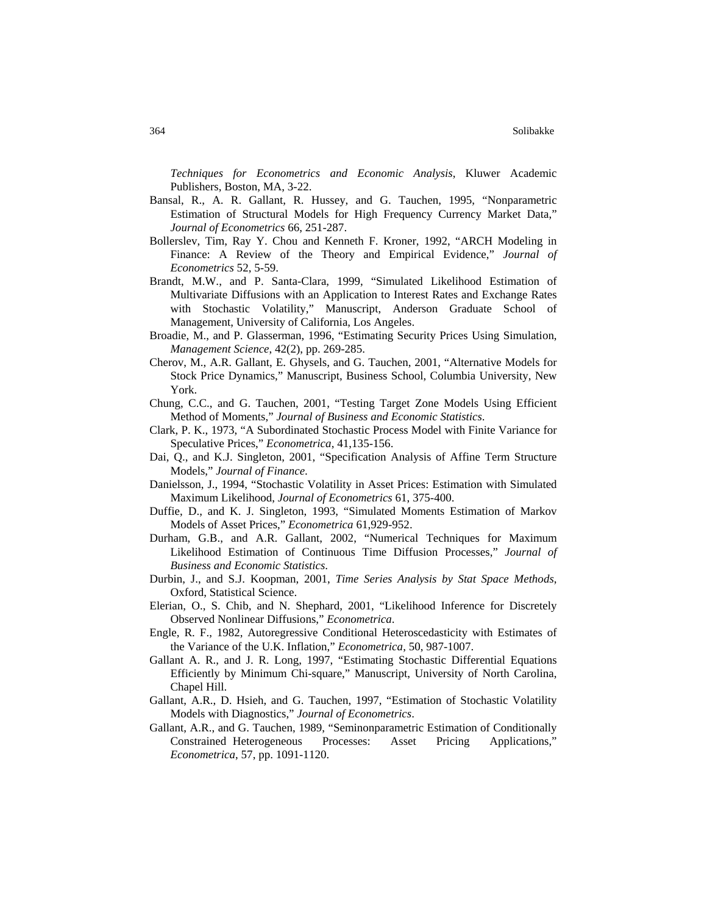*Techniques for Econometrics and Economic Analysis*, Kluwer Academic Publishers, Boston, MA, 3-22.

Bansal, R., A. R. Gallant, R. Hussey, and G. Tauchen, 1995, "Nonparametric Estimation of Structural Models for High Frequency Currency Market Data," *Journal of Econometrics* 66, 251-287.

Bollerslev, Tim, Ray Y. Chou and Kenneth F. Kroner, 1992, "ARCH Modeling in Finance: A Review of the Theory and Empirical Evidence," *Journal of Econometrics* 52, 5-59.

Brandt, M.W., and P. Santa-Clara, 1999, "Simulated Likelihood Estimation of Multivariate Diffusions with an Application to Interest Rates and Exchange Rates with Stochastic Volatility," Manuscript, Anderson Graduate School of Management, University of California, Los Angeles.

Broadie, M., and P. Glasserman, 1996, "Estimating Security Prices Using Simulation, *Management Science,* 42(2), pp. 269-285.

Cherov, M., A.R. Gallant, E. Ghysels, and G. Tauchen, 2001, "Alternative Models for Stock Price Dynamics," Manuscript, Business School, Columbia University, New York.

Chung, C.C., and G. Tauchen, 2001, "Testing Target Zone Models Using Efficient Method of Moments," *Journal of Business and Economic Statistics*.

Clark, P. K., 1973, "A Subordinated Stochastic Process Model with Finite Variance for Speculative Prices," *Econometrica,* 41,135-156.

Dai, Q., and K.J. Singleton, 2001, "Specification Analysis of Affine Term Structure Models," *Journal of Finance*.

Danielsson, J., 1994, "Stochastic Volatility in Asset Prices: Estimation with Simulated Maximum Likelihood, *Journal of Econometrics* 61, 375-400.

Duffie, D., and K. J. Singleton, 1993, "Simulated Moments Estimation of Markov Models of Asset Prices," *Econometrica* 61,929-952.

Durham, G.B., and A.R. Gallant, 2002, "Numerical Techniques for Maximum Likelihood Estimation of Continuous Time Diffusion Processes," *Journal of Business and Economic Statistics*.

Durbin, J., and S.J. Koopman, 2001, *Time Series Analysis by Stat Space Methods*, Oxford, Statistical Science.

Elerian, O., S. Chib, and N. Shephard, 2001, "Likelihood Inference for Discretely Observed Nonlinear Diffusions," *Econometrica*.

Engle, R. F., 1982, Autoregressive Conditional Heteroscedasticity with Estimates of the Variance of the U.K. Inflation," *Econometrica*, 50, 987-1007.

Gallant A. R., and J. R. Long, 1997, "Estimating Stochastic Differential Equations Efficiently by Minimum Chi-square," Manuscript, University of North Carolina, Chapel Hill.

Gallant, A.R., D. Hsieh, and G. Tauchen, 1997, "Estimation of Stochastic Volatility Models with Diagnostics," *Journal of Econometrics*.

Gallant, A.R., and G. Tauchen, 1989, "Seminonparametric Estimation of Conditionally Constrained Heterogeneous Processes: Asset Pricing Applications," *Econometrica*, 57, pp. 1091-1120.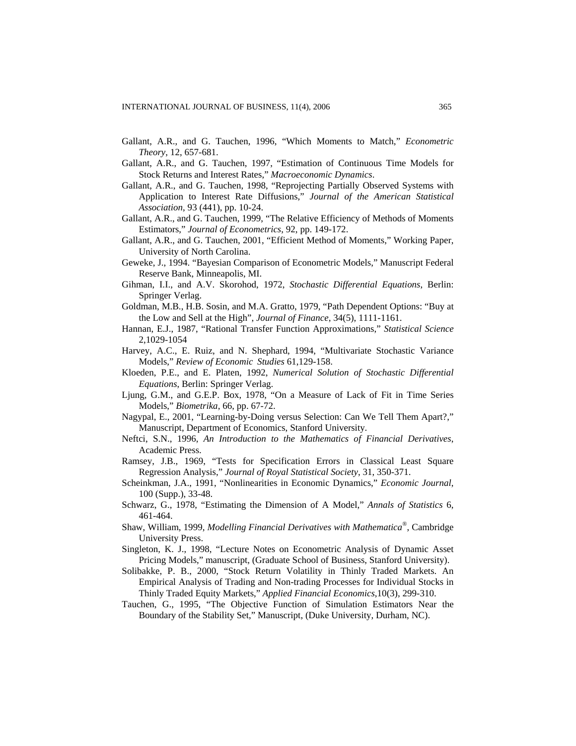Gallant, A.R., and G. Tauchen, 1996, "Which Moments to Match," *Econometric Theory*, 12, 657-681.

Gallant, A.R., and G. Tauchen, 1997, "Estimation of Continuous Time Models for Stock Returns and Interest Rates," *Macroeconomic Dynamics*.

Gallant, A.R., and G. Tauchen, 1998, "Reprojecting Partially Observed Systems with Application to Interest Rate Diffusions," *Journal of the American Statistical Association*, 93 (441), pp. 10-24.

Gallant, A.R., and G. Tauchen, 1999, "The Relative Efficiency of Methods of Moments Estimators," *Journal of Econometrics*, 92, pp. 149-172.

Gallant, A.R., and G. Tauchen, 2001, "Efficient Method of Moments," Working Paper, University of North Carolina.

Geweke, J., 1994. "Bayesian Comparison of Econometric Models," Manuscript Federal Reserve Bank, Minneapolis, MI.

Gihman, I.I., and A.V. Skorohod, 1972, *Stochastic Differential Equations*, Berlin: Springer Verlag.

Goldman, M.B., H.B. Sosin, and M.A. Gratto, 1979, "Path Dependent Options: "Buy at the Low and Sell at the High", *Journal of Finance*, 34(5), 1111-1161.

Hannan, E.J., 1987, "Rational Transfer Function Approximations," *Statistical Science* 2,1029-1054

Harvey, A.C., E. Ruiz, and N. Shephard, 1994, "Multivariate Stochastic Variance Models," *Review of Economic Studies* 61,129-158.

Kloeden, P.E., and E. Platen, 1992, *Numerical Solution of Stochastic Differential Equations*, Berlin: Springer Verlag.

Ljung, G.M., and G.E.P. Box, 1978, "On a Measure of Lack of Fit in Time Series Models," *Biometrika*, 66, pp. 67-72.

Nagypal, E., 2001, "Learning-by-Doing versus Selection: Can We Tell Them Apart?," Manuscript, Department of Economics, Stanford University.

Neftci, S.N., 1996, *An Introduction to the Mathematics of Financial Derivatives*, Academic Press.

Ramsey, J.B., 1969, "Tests for Specification Errors in Classical Least Square Regression Analysis," *Journal of Royal Statistical Society*, 31, 350-371.

Scheinkman, J.A., 1991, "Nonlinearities in Economic Dynamics," *Economic Journal*, 100 (Supp.), 33-48.

Schwarz, G., 1978, "Estimating the Dimension of A Model," *Annals of Statistics* 6, 461-464.

Shaw, William, 1999, *Modelling Financial Derivatives with Mathematica®*, Cambridge University Press.

Singleton, K. J., 1998, "Lecture Notes on Econometric Analysis of Dynamic Asset Pricing Models," manuscript, (Graduate School of Business, Stanford University).

Solibakke, P. B., 2000, "Stock Return Volatility in Thinly Traded Markets. An Empirical Analysis of Trading and Non-trading Processes for Individual Stocks in Thinly Traded Equity Markets," *Applied Financial Economics*,10(3), 299-310.

Tauchen, G., 1995, "The Objective Function of Simulation Estimators Near the Boundary of the Stability Set," Manuscript, (Duke University, Durham, NC).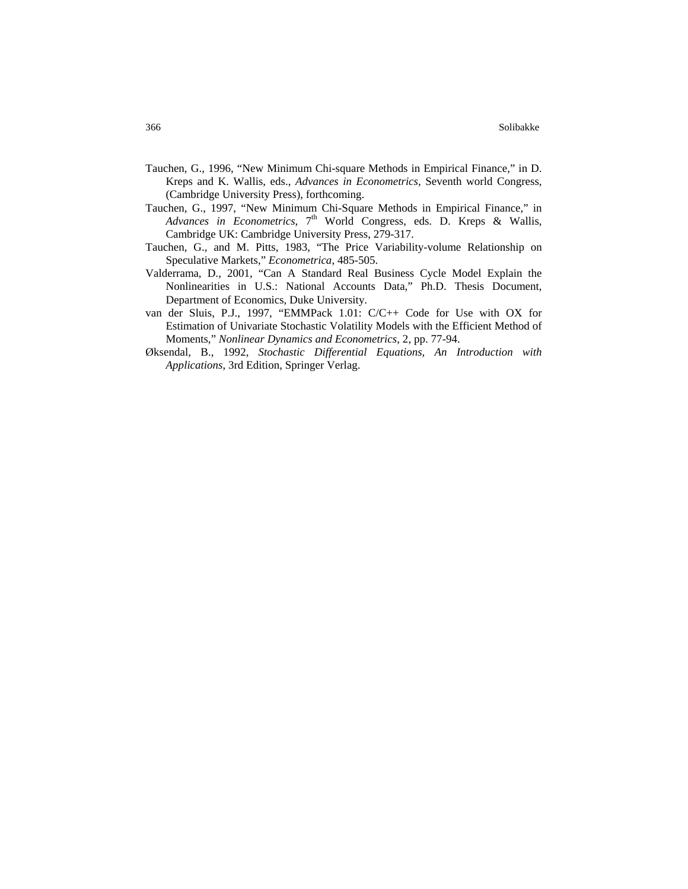Tauchen, G., 1996, "New Minimum Chi-square Methods in Empirical Finance," in D. Kreps and K. Wallis, eds., *Advances in Econometrics*, Seventh world Congress, (Cambridge University Press), forthcoming.

Tauchen, G., 1997, "New Minimum Chi-Square Methods in Empirical Finance," in *Advances in Econometrics*, 7th World Congress, eds. D. Kreps & Wallis, Cambridge UK: Cambridge University Press, 279-317.

Tauchen, G., and M. Pitts, 1983, "The Price Variability-volume Relationship on Speculative Markets," *Econometrica*, 485-505.

Valderrama, D., 2001, "Can A Standard Real Business Cycle Model Explain the Nonlinearities in U.S.: National Accounts Data," Ph.D. Thesis Document, Department of Economics, Duke University.

van der Sluis, P.J., 1997, "EMMPack 1.01: C/C++ Code for Use with OX for Estimation of Univariate Stochastic Volatility Models with the Efficient Method of Moments," *Nonlinear Dynamics and Econometrics*, 2, pp. 77-94.

Øksendal, B., 1992, *Stochastic Differential Equations, An Introduction with Applications*, 3rd Edition, Springer Verlag.